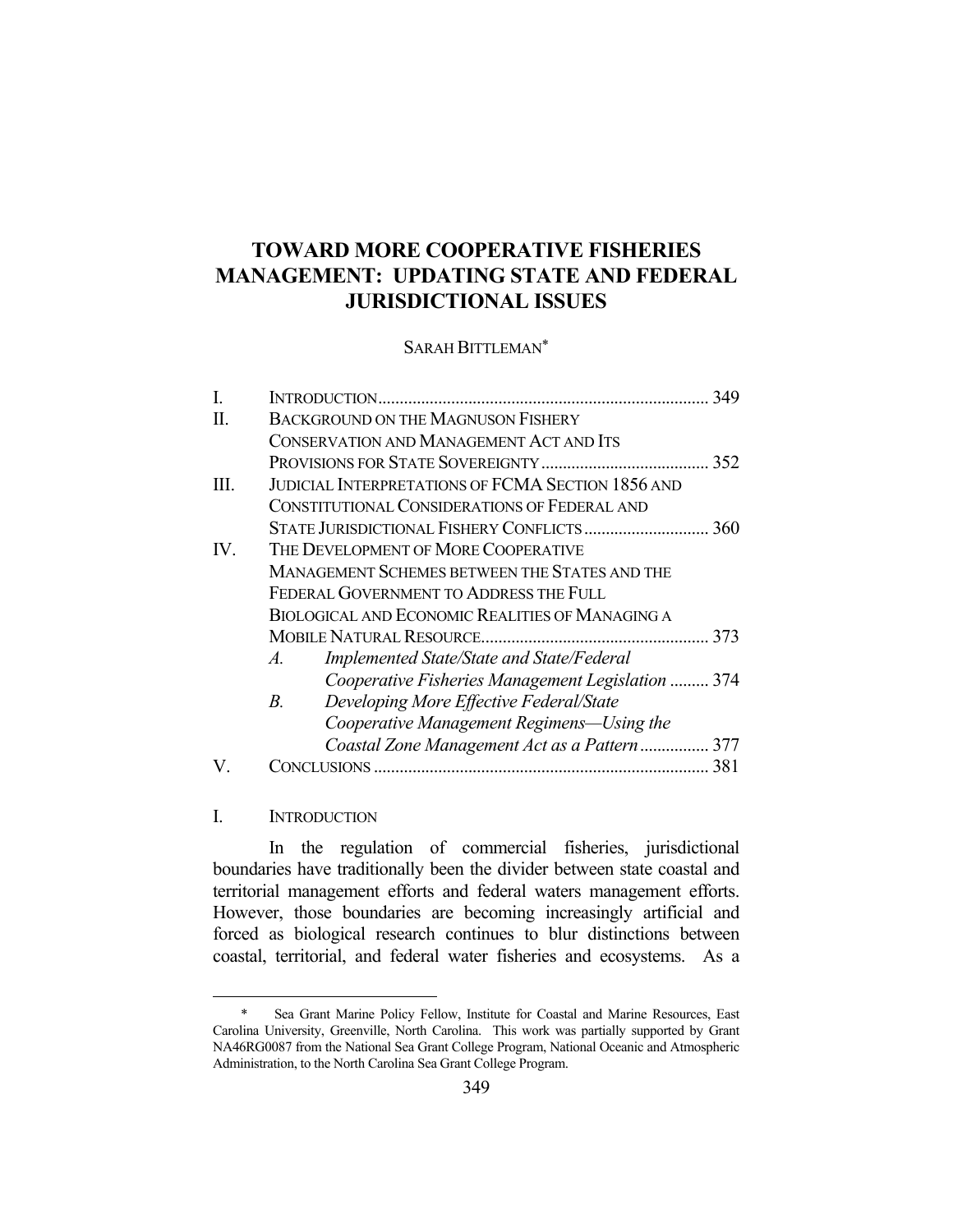# TOWARD MORE COOPERATIVE FISHERIES MANAGEMENT: UPDATING STATE AND FEDERAL JURISDICTIONAL ISSUES

SARAH BITTLEMAN*

| | | |
|---|---|---|
| I. | INTRODUCTION | 349 |
| II. | BACKGROUND ON THE MAGNUSON FISHERY CONSERVATION AND MANAGEMENT ACT AND ITS PROVISIONS FOR STATE SOVEREIGNTY | 352 |
| III. | JUDICIAL INTERPRETATIONS OF FCMA SECTION 1856 AND CONSTITUTIONAL CONSIDERATIONS OF FEDERAL AND STATE JURISDICTIONAL FISHERY CONFLICTS | 360 |
| IV. | THE DEVELOPMENT OF MORE COOPERATIVE MANAGEMENT SCHEMES BETWEEN THE STATES AND THE FEDERAL GOVERNMENT TO ADDRESS THE FULL BIOLOGICAL AND ECONOMIC REALITIES OF MANAGING A MOBILE NATURAL RESOURCE | 373 |
| | *A. Implemented State/State and State/Federal Cooperative Fisheries Management Legislation* | 374 |
| | *B. Developing More Effective Federal/State Cooperative Management Regimens—Using the Coastal Zone Management Act as a Pattern* | 377 |
| V. | CONCLUSIONS | 381 |

## I. INTRODUCTION

In the regulation of commercial fisheries, jurisdictional boundaries have traditionally been the divider between state coastal and territorial management efforts and federal waters management efforts. However, those boundaries are becoming increasingly artificial and forced as biological research continues to blur distinctions between coastal, territorial, and federal water fisheries and ecosystems. As a

---

\* Sea Grant Marine Policy Fellow, Institute for Coastal and Marine Resources, East Carolina University, Greenville, North Carolina. This work was partially supported by Grant NA46RG0087 from the National Sea Grant College Program, National Oceanic and Atmospheric Administration, to the North Carolina Sea Grant College Program.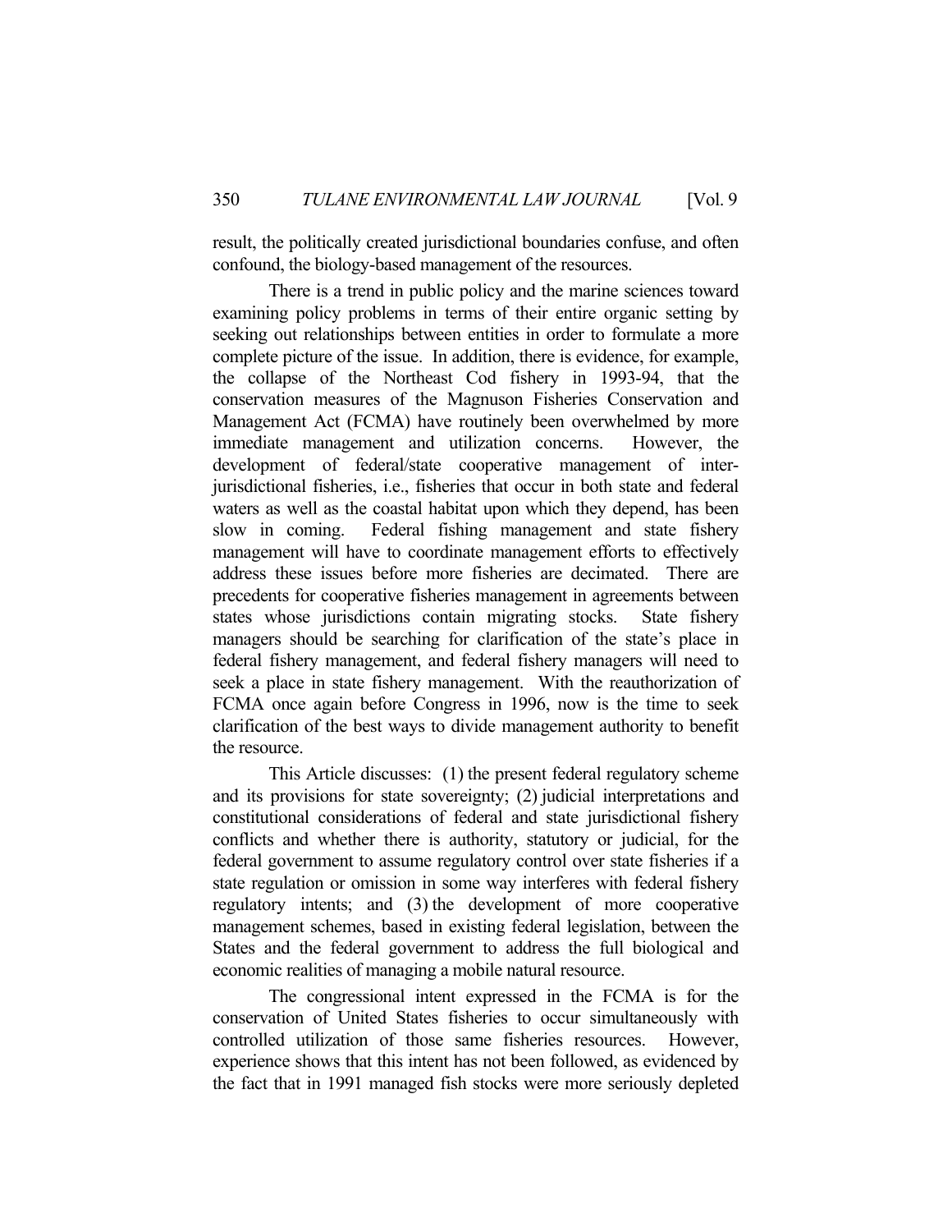result, the politically created jurisdictional boundaries confuse, and often confound, the biology-based management of the resources.

There is a trend in public policy and the marine sciences toward examining policy problems in terms of their entire organic setting by seeking out relationships between entities in order to formulate a more complete picture of the issue. In addition, there is evidence, for example, the collapse of the Northeast Cod fishery in 1993-94, that the conservation measures of the Magnuson Fisheries Conservation and Management Act (FCMA) have routinely been overwhelmed by more immediate management and utilization concerns. However, the development of federal/state cooperative management of inter-jurisdictional fisheries, i.e., fisheries that occur in both state and federal waters as well as the coastal habitat upon which they depend, has been slow in coming. Federal fishing management and state fishery management will have to coordinate management efforts to effectively address these issues before more fisheries are decimated. There are precedents for cooperative fisheries management in agreements between states whose jurisdictions contain migrating stocks. State fishery managers should be searching for clarification of the state's place in federal fishery management, and federal fishery managers will need to seek a place in state fishery management. With the reauthorization of FCMA once again before Congress in 1996, now is the time to seek clarification of the best ways to divide management authority to benefit the resource.

This Article discusses: (1) the present federal regulatory scheme and its provisions for state sovereignty; (2) judicial interpretations and constitutional considerations of federal and state jurisdictional fishery conflicts and whether there is authority, statutory or judicial, for the federal government to assume regulatory control over state fisheries if a state regulation or omission in some way interferes with federal fishery regulatory intents; and (3) the development of more cooperative management schemes, based in existing federal legislation, between the States and the federal government to address the full biological and economic realities of managing a mobile natural resource.

The congressional intent expressed in the FCMA is for the conservation of United States fisheries to occur simultaneously with controlled utilization of those same fisheries resources. However, experience shows that this intent has not been followed, as evidenced by the fact that in 1991 managed fish stocks were more seriously depleted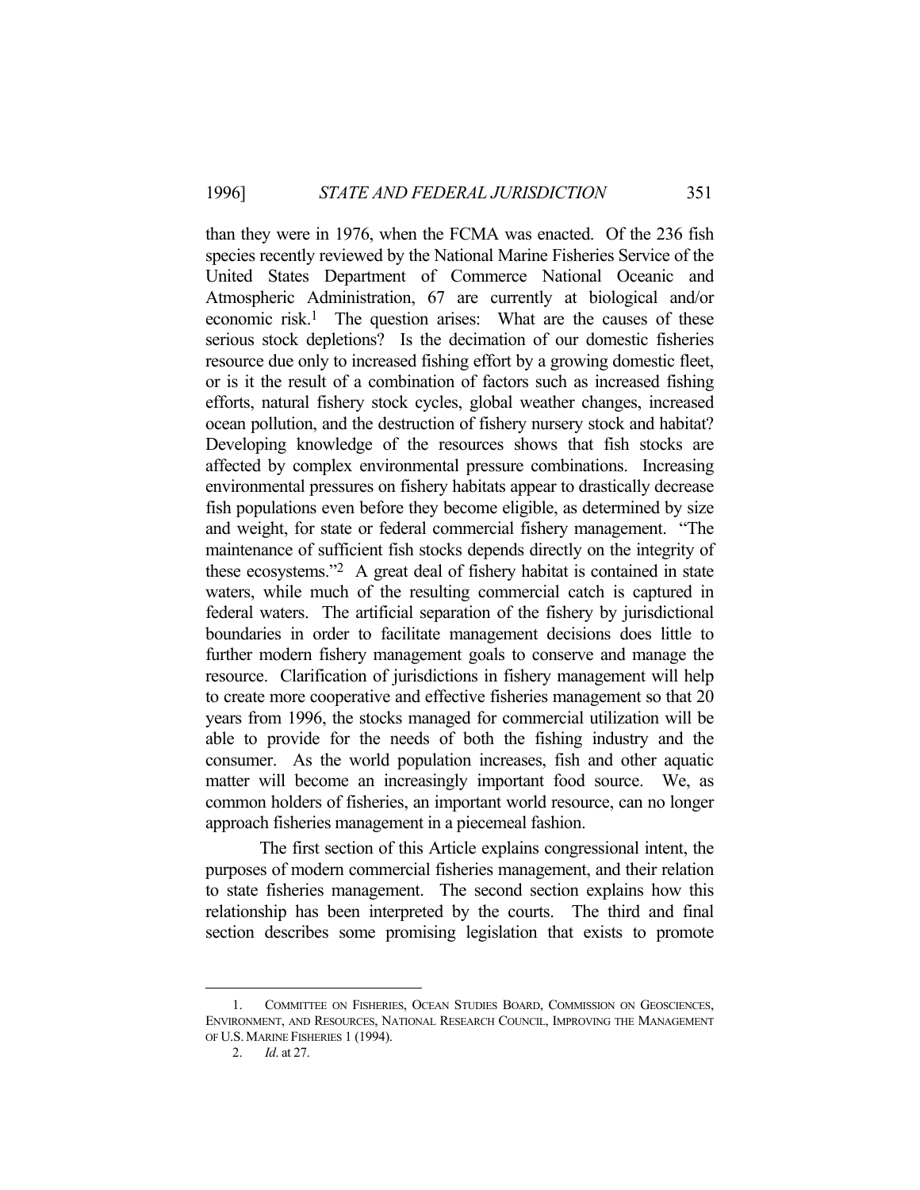than they were in 1976, when the FCMA was enacted. Of the 236 fish species recently reviewed by the National Marine Fisheries Service of the United States Department of Commerce National Oceanic and Atmospheric Administration, 67 are currently at biological and/or economic risk.[1] The question arises: What are the causes of these serious stock depletions? Is the decimation of our domestic fisheries resource due only to increased fishing effort by a growing domestic fleet, or is it the result of a combination of factors such as increased fishing efforts, natural fishery stock cycles, global weather changes, increased ocean pollution, and the destruction of fishery nursery stock and habitat? Developing knowledge of the resources shows that fish stocks are affected by complex environmental pressure combinations. Increasing environmental pressures on fishery habitats appear to drastically decrease fish populations even before they become eligible, as determined by size and weight, for state or federal commercial fishery management. "The maintenance of sufficient fish stocks depends directly on the integrity of these ecosystems."[2] A great deal of fishery habitat is contained in state waters, while much of the resulting commercial catch is captured in federal waters. The artificial separation of the fishery by jurisdictional boundaries in order to facilitate management decisions does little to further modern fishery management goals to conserve and manage the resource. Clarification of jurisdictions in fishery management will help to create more cooperative and effective fisheries management so that 20 years from 1996, the stocks managed for commercial utilization will be able to provide for the needs of both the fishing industry and the consumer. As the world population increases, fish and other aquatic matter will become an increasingly important food source. We, as common holders of fisheries, an important world resource, can no longer approach fisheries management in a piecemeal fashion.

The first section of this Article explains congressional intent, the purposes of modern commercial fisheries management, and their relation to state fisheries management. The second section explains how this relationship has been interpreted by the courts. The third and final section describes some promising legislation that exists to promote

---

1. COMMITTEE ON FISHERIES, OCEAN STUDIES BOARD, COMMISSION ON GEOSCIENCES, ENVIRONMENT, AND RESOURCES, NATIONAL RESEARCH COUNCIL, IMPROVING THE MANAGEMENT OF U.S. MARINE FISHERIES 1 (1994).

2. *Id.* at 27.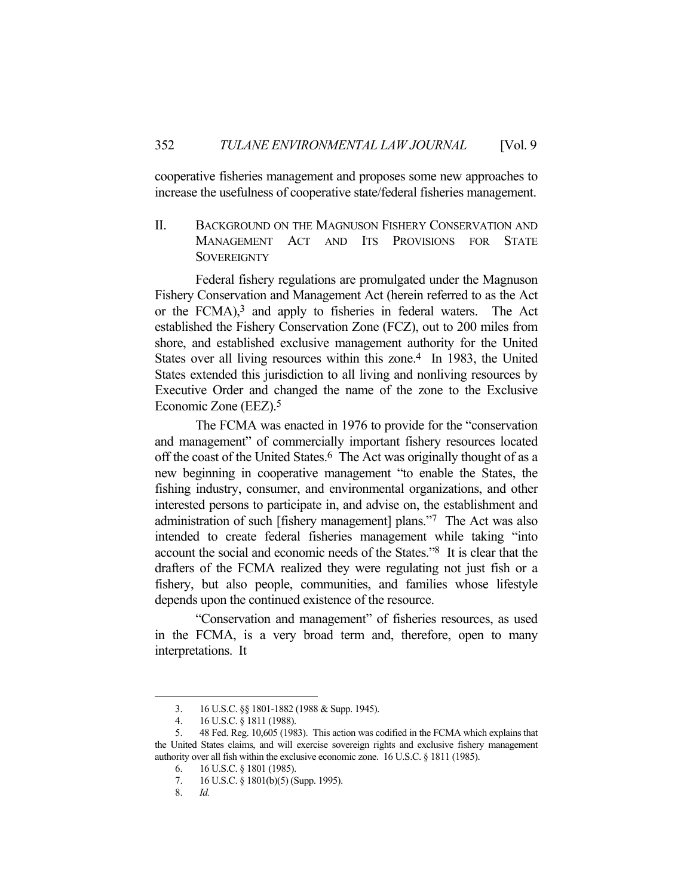cooperative fisheries management and proposes some new approaches to increase the usefulness of cooperative state/federal fisheries management.

## II. BACKGROUND ON THE MAGNUSON FISHERY CONSERVATION AND MANAGEMENT ACT AND ITS PROVISIONS FOR STATE SOVEREIGNTY

Federal fishery regulations are promulgated under the Magnuson Fishery Conservation and Management Act (herein referred to as the Act or the FCMA),[3] and apply to fisheries in federal waters. The Act established the Fishery Conservation Zone (FCZ), out to 200 miles from shore, and established exclusive management authority for the United States over all living resources within this zone.[4] In 1983, the United States extended this jurisdiction to all living and nonliving resources by Executive Order and changed the name of the zone to the Exclusive Economic Zone (EEZ).[5]

The FCMA was enacted in 1976 to provide for the "conservation and management" of commercially important fishery resources located off the coast of the United States.[6] The Act was originally thought of as a new beginning in cooperative management "to enable the States, the fishing industry, consumer, and environmental organizations, and other interested persons to participate in, and advise on, the establishment and administration of such [fishery management] plans."[7] The Act was also intended to create federal fisheries management while taking "into account the social and economic needs of the States."[8] It is clear that the drafters of the FCMA realized they were regulating not just fish or a fishery, but also people, communities, and families whose lifestyle depends upon the continued existence of the resource.

"Conservation and management" of fisheries resources, as used in the FCMA, is a very broad term and, therefore, open to many interpretations. It

---

3. 16 U.S.C. §§ 1801-1882 (1988 & Supp. 1945).
4. 16 U.S.C. § 1811 (1988).
5. 48 Fed. Reg. 10,605 (1983). This action was codified in the FCMA which explains that the United States claims, and will exercise sovereign rights and exclusive fishery management authority over all fish within the exclusive economic zone. 16 U.S.C. § 1811 (1985).
6. 16 U.S.C. § 1801 (1985).
7. 16 U.S.C. § 1801(b)(5) (Supp. 1995).
8. *Id.*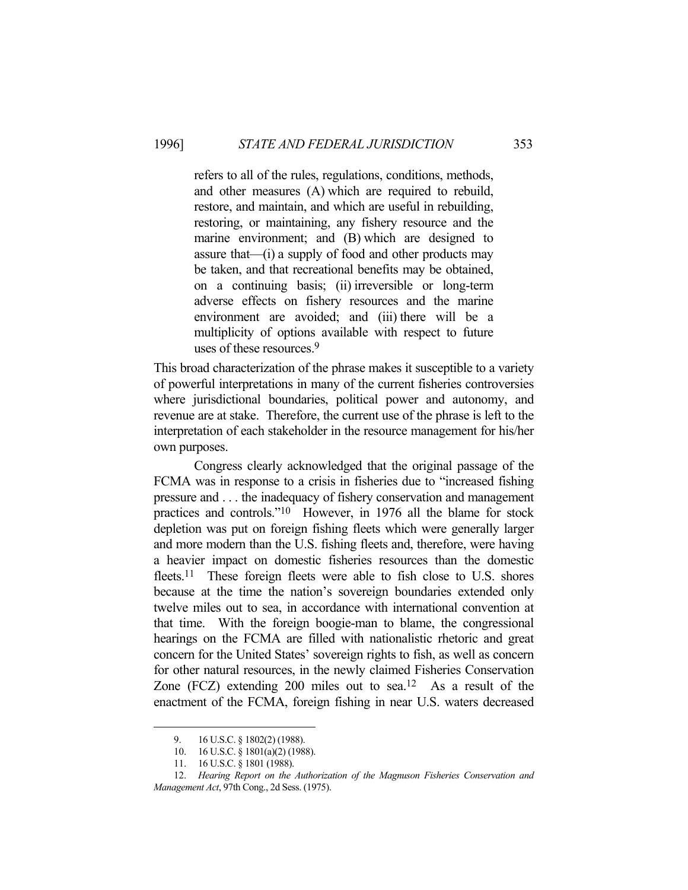> refers to all of the rules, regulations, conditions, methods, and other measures (A) which are required to rebuild, restore, and maintain, and which are useful in rebuilding, restoring, or maintaining, any fishery resource and the marine environment; and (B) which are designed to assure that—(i) a supply of food and other products may be taken, and that recreational benefits may be obtained, on a continuing basis; (ii) irreversible or long-term adverse effects on fishery resources and the marine environment are avoided; and (iii) there will be a multiplicity of options available with respect to future uses of these resources.[9]

This broad characterization of the phrase makes it susceptible to a variety of powerful interpretations in many of the current fisheries controversies where jurisdictional boundaries, political power and autonomy, and revenue are at stake. Therefore, the current use of the phrase is left to the interpretation of each stakeholder in the resource management for his/her own purposes.

Congress clearly acknowledged that the original passage of the FCMA was in response to a crisis in fisheries due to "increased fishing pressure and . . . the inadequacy of fishery conservation and management practices and controls."[10] However, in 1976 all the blame for stock depletion was put on foreign fishing fleets which were generally larger and more modern than the U.S. fishing fleets and, therefore, were having a heavier impact on domestic fisheries resources than the domestic fleets.[11] These foreign fleets were able to fish close to U.S. shores because at the time the nation's sovereign boundaries extended only twelve miles out to sea, in accordance with international convention at that time. With the foreign boogie-man to blame, the congressional hearings on the FCMA are filled with nationalistic rhetoric and great concern for the United States' sovereign rights to fish, as well as concern for other natural resources, in the newly claimed Fisheries Conservation Zone (FCZ) extending 200 miles out to sea.[12] As a result of the enactment of the FCMA, foreign fishing in near U.S. waters decreased

---

9. 16 U.S.C. § 1802(2) (1988).

10. 16 U.S.C. § 1801(a)(2) (1988).

11. 16 U.S.C. § 1801 (1988).

12. *Hearing Report on the Authorization of the Magnuson Fisheries Conservation and Management Act*, 97th Cong., 2d Sess. (1975).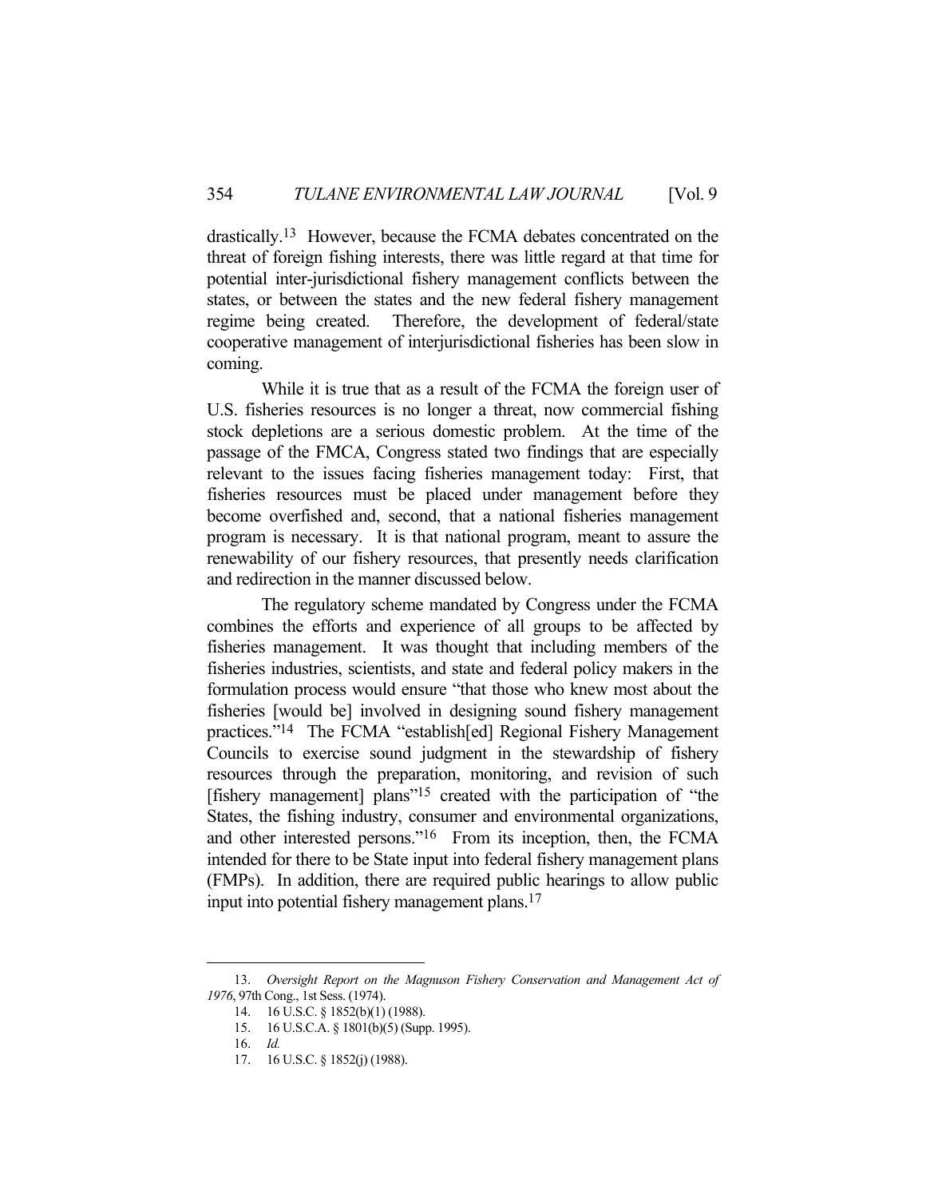drastically.[13] However, because the FCMA debates concentrated on the threat of foreign fishing interests, there was little regard at that time for potential inter-jurisdictional fishery management conflicts between the states, or between the states and the new federal fishery management regime being created. Therefore, the development of federal/state cooperative management of interjurisdictional fisheries has been slow in coming.

While it is true that as a result of the FCMA the foreign user of U.S. fisheries resources is no longer a threat, now commercial fishing stock depletions are a serious domestic problem. At the time of the passage of the FMCA, Congress stated two findings that are especially relevant to the issues facing fisheries management today: First, that fisheries resources must be placed under management before they become overfished and, second, that a national fisheries management program is necessary. It is that national program, meant to assure the renewability of our fishery resources, that presently needs clarification and redirection in the manner discussed below.

The regulatory scheme mandated by Congress under the FCMA combines the efforts and experience of all groups to be affected by fisheries management. It was thought that including members of the fisheries industries, scientists, and state and federal policy makers in the formulation process would ensure "that those who knew most about the fisheries [would be] involved in designing sound fishery management practices."[14] The FCMA "establish[ed] Regional Fishery Management Councils to exercise sound judgment in the stewardship of fishery resources through the preparation, monitoring, and revision of such [fishery management] plans"[15] created with the participation of "the States, the fishing industry, consumer and environmental organizations, and other interested persons."[16] From its inception, then, the FCMA intended for there to be State input into federal fishery management plans (FMPs). In addition, there are required public hearings to allow public input into potential fishery management plans.[17]

---

13. *Oversight Report on the Magnuson Fishery Conservation and Management Act of 1976*, 97th Cong., 1st Sess. (1974).

14. 16 U.S.C. § 1852(b)(1) (1988).

15. 16 U.S.C.A. § 1801(b)(5) (Supp. 1995).

16. *Id.*

17. 16 U.S.C. § 1852(j) (1988).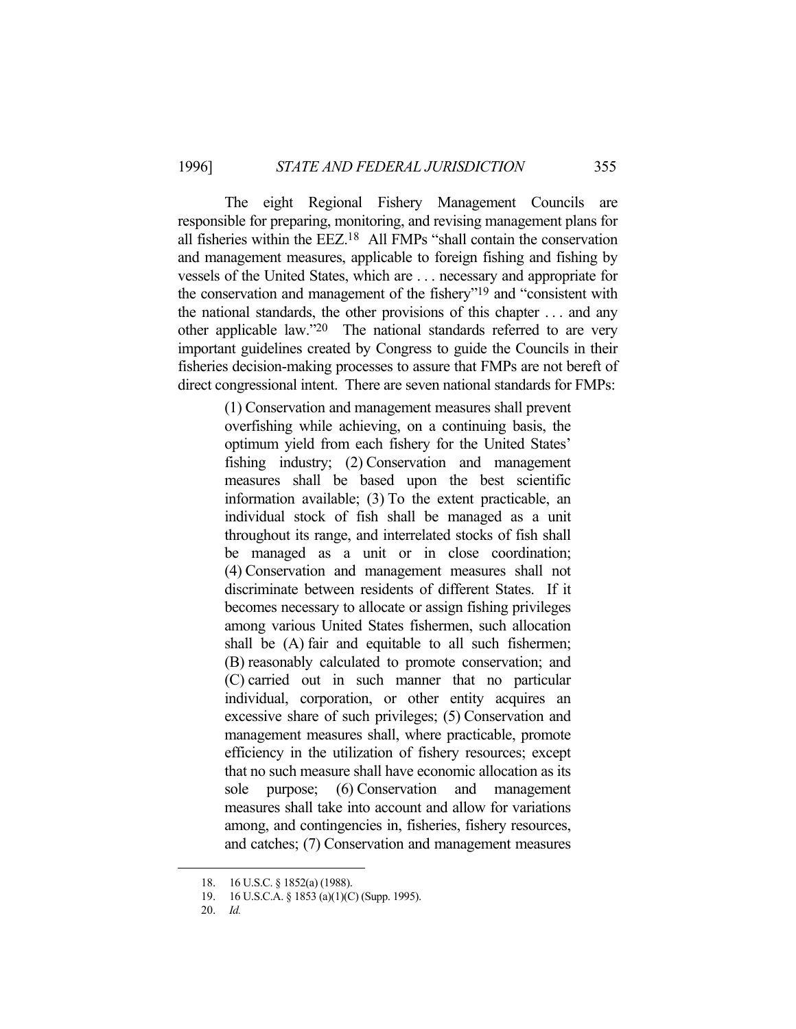The eight Regional Fishery Management Councils are responsible for preparing, monitoring, and revising management plans for all fisheries within the EEZ.[18] All FMPs "shall contain the conservation and management measures, applicable to foreign fishing and fishing by vessels of the United States, which are . . . necessary and appropriate for the conservation and management of the fishery"[19] and "consistent with the national standards, the other provisions of this chapter . . . and any other applicable law."[20] The national standards referred to are very important guidelines created by Congress to guide the Councils in their fisheries decision-making processes to assure that FMPs are not bereft of direct congressional intent. There are seven national standards for FMPs:

> (1) Conservation and management measures shall prevent overfishing while achieving, on a continuing basis, the optimum yield from each fishery for the United States' fishing industry; (2) Conservation and management measures shall be based upon the best scientific information available; (3) To the extent practicable, an individual stock of fish shall be managed as a unit throughout its range, and interrelated stocks of fish shall be managed as a unit or in close coordination; (4) Conservation and management measures shall not discriminate between residents of different States. If it becomes necessary to allocate or assign fishing privileges among various United States fishermen, such allocation shall be (A) fair and equitable to all such fishermen; (B) reasonably calculated to promote conservation; and (C) carried out in such manner that no particular individual, corporation, or other entity acquires an excessive share of such privileges; (5) Conservation and management measures shall, where practicable, promote efficiency in the utilization of fishery resources; except that no such measure shall have economic allocation as its sole purpose; (6) Conservation and management measures shall take into account and allow for variations among, and contingencies in, fisheries, fishery resources, and catches; (7) Conservation and management measures

---

18. 16 U.S.C. § 1852(a) (1988).
19. 16 U.S.C.A. § 1853 (a)(1)(C) (Supp. 1995).
20. *Id.*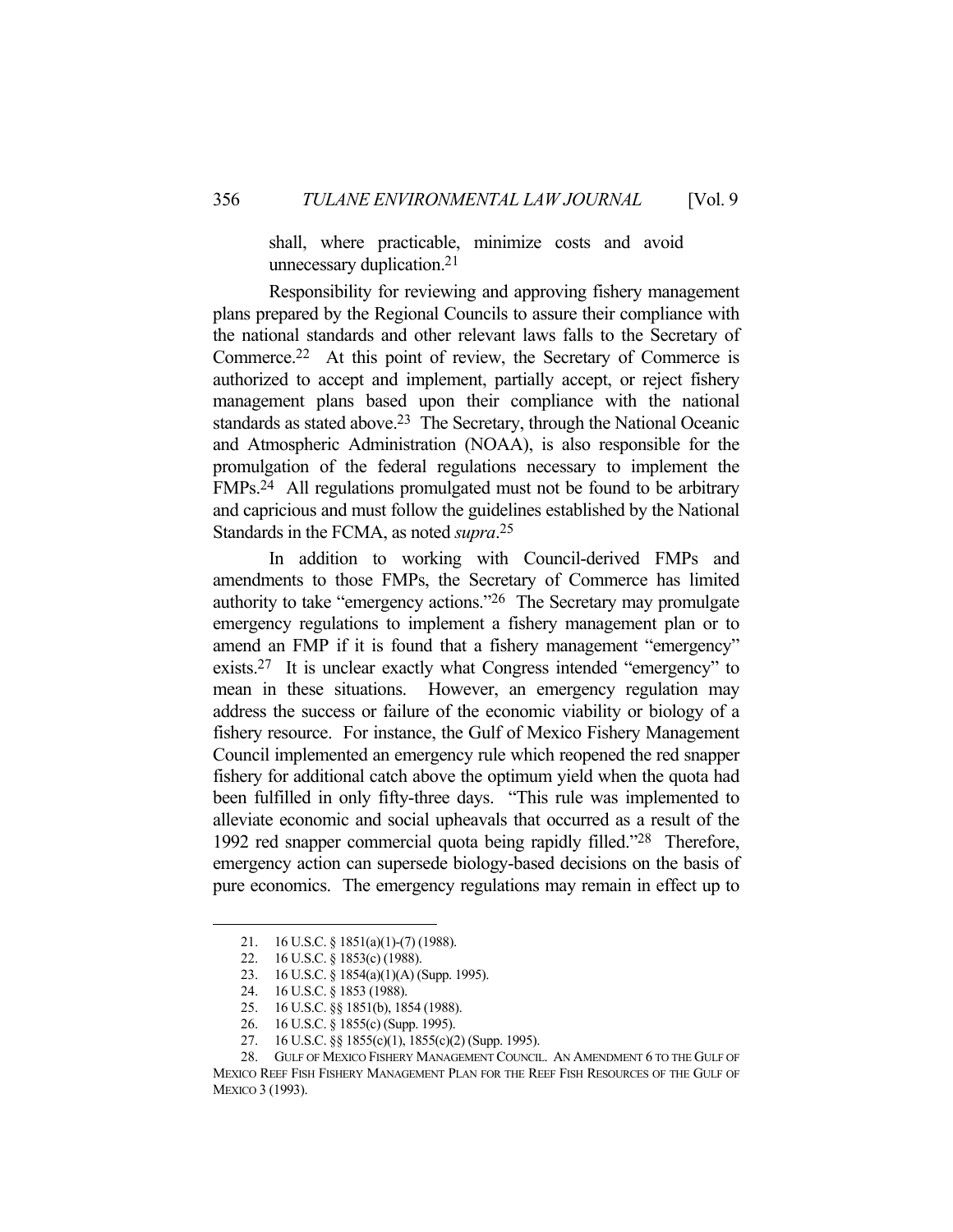shall, where practicable, minimize costs and avoid unnecessary duplication.[21]

Responsibility for reviewing and approving fishery management plans prepared by the Regional Councils to assure their compliance with the national standards and other relevant laws falls to the Secretary of Commerce.[22] At this point of review, the Secretary of Commerce is authorized to accept and implement, partially accept, or reject fishery management plans based upon their compliance with the national standards as stated above.[23] The Secretary, through the National Oceanic and Atmospheric Administration (NOAA), is also responsible for the promulgation of the federal regulations necessary to implement the FMPs.[24] All regulations promulgated must not be found to be arbitrary and capricious and must follow the guidelines established by the National Standards in the FCMA, as noted *supra*.[25]

In addition to working with Council-derived FMPs and amendments to those FMPs, the Secretary of Commerce has limited authority to take "emergency actions."[26] The Secretary may promulgate emergency regulations to implement a fishery management plan or to amend an FMP if it is found that a fishery management "emergency" exists.[27] It is unclear exactly what Congress intended "emergency" to mean in these situations. However, an emergency regulation may address the success or failure of the economic viability or biology of a fishery resource. For instance, the Gulf of Mexico Fishery Management Council implemented an emergency rule which reopened the red snapper fishery for additional catch above the optimum yield when the quota had been fulfilled in only fifty-three days. "This rule was implemented to alleviate economic and social upheavals that occurred as a result of the 1992 red snapper commercial quota being rapidly filled."[28] Therefore, emergency action can supersede biology-based decisions on the basis of pure economics. The emergency regulations may remain in effect up to

---

21. 16 U.S.C. § 1851(a)(1)-(7) (1988).
22. 16 U.S.C. § 1853(c) (1988).
23. 16 U.S.C. § 1854(a)(1)(A) (Supp. 1995).
24. 16 U.S.C. § 1853 (1988).
25. 16 U.S.C. §§ 1851(b), 1854 (1988).
26. 16 U.S.C. § 1855(c) (Supp. 1995).
27. 16 U.S.C. §§ 1855(c)(1), 1855(c)(2) (Supp. 1995).
28. GULF OF MEXICO FISHERY MANAGEMENT COUNCIL. AN AMENDMENT 6 TO THE GULF OF MEXICO REEF FISH FISHERY MANAGEMENT PLAN FOR THE REEF FISH RESOURCES OF THE GULF OF MEXICO 3 (1993).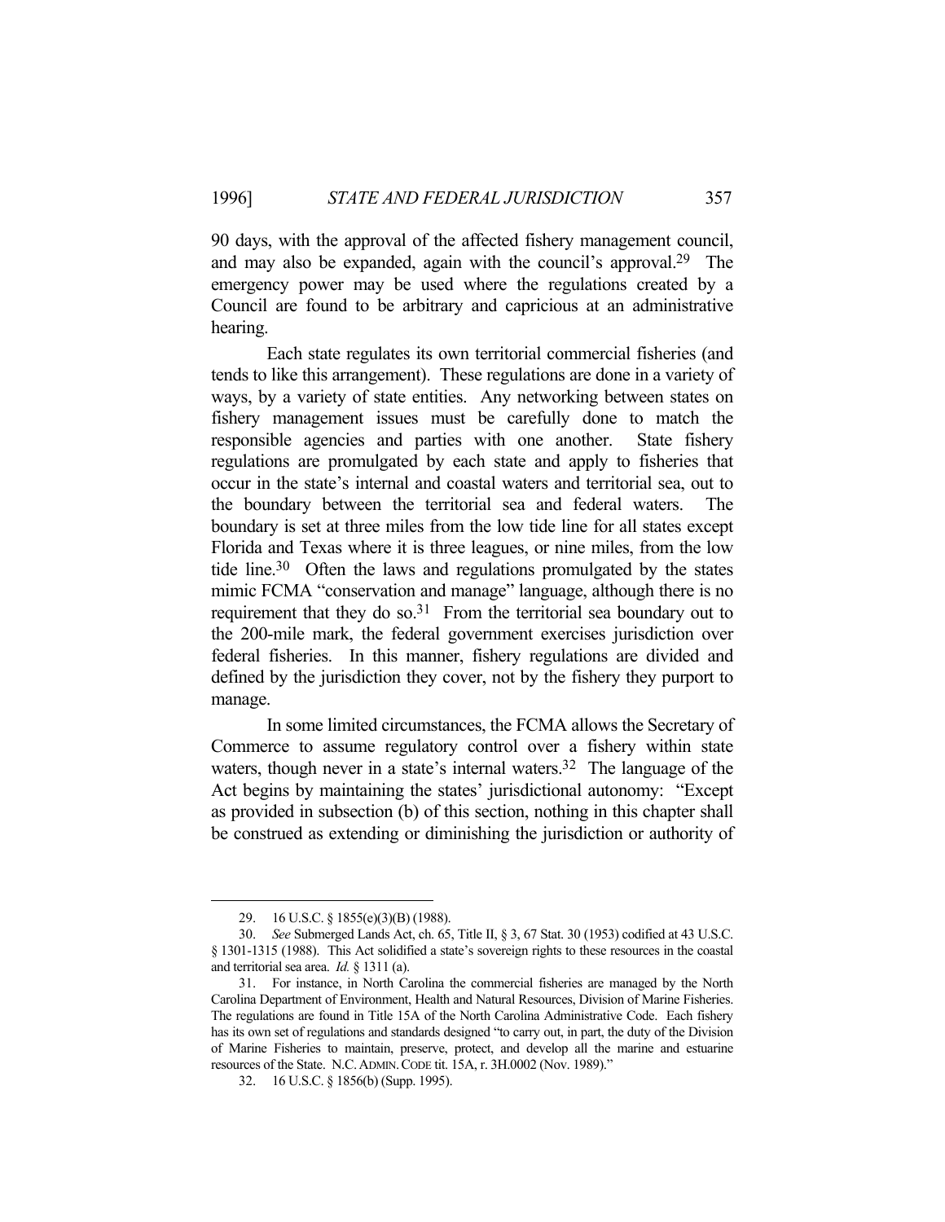90 days, with the approval of the affected fishery management council, and may also be expanded, again with the council's approval.[29] The emergency power may be used where the regulations created by a Council are found to be arbitrary and capricious at an administrative hearing.

Each state regulates its own territorial commercial fisheries (and tends to like this arrangement). These regulations are done in a variety of ways, by a variety of state entities. Any networking between states on fishery management issues must be carefully done to match the responsible agencies and parties with one another. State fishery regulations are promulgated by each state and apply to fisheries that occur in the state's internal and coastal waters and territorial sea, out to the boundary between the territorial sea and federal waters. The boundary is set at three miles from the low tide line for all states except Florida and Texas where it is three leagues, or nine miles, from the low tide line.[30] Often the laws and regulations promulgated by the states mimic FCMA "conservation and manage" language, although there is no requirement that they do so.[31] From the territorial sea boundary out to the 200-mile mark, the federal government exercises jurisdiction over federal fisheries. In this manner, fishery regulations are divided and defined by the jurisdiction they cover, not by the fishery they purport to manage.

In some limited circumstances, the FCMA allows the Secretary of Commerce to assume regulatory control over a fishery within state waters, though never in a state's internal waters.[32] The language of the Act begins by maintaining the states' jurisdictional autonomy: "Except as provided in subsection (b) of this section, nothing in this chapter shall be construed as extending or diminishing the jurisdiction or authority of

---

29. 16 U.S.C. § 1855(e)(3)(B) (1988).

30. *See* Submerged Lands Act, ch. 65, Title II, § 3, 67 Stat. 30 (1953) codified at 43 U.S.C. § 1301-1315 (1988). This Act solidified a state's sovereign rights to these resources in the coastal and territorial sea area. *Id.* § 1311 (a).

31. For instance, in North Carolina the commercial fisheries are managed by the North Carolina Department of Environment, Health and Natural Resources, Division of Marine Fisheries. The regulations are found in Title 15A of the North Carolina Administrative Code. Each fishery has its own set of regulations and standards designed "to carry out, in part, the duty of the Division of Marine Fisheries to maintain, preserve, protect, and develop all the marine and estuarine resources of the State. N.C. ADMIN. CODE tit. 15A, r. 3H.0002 (Nov. 1989)."

32. 16 U.S.C. § 1856(b) (Supp. 1995).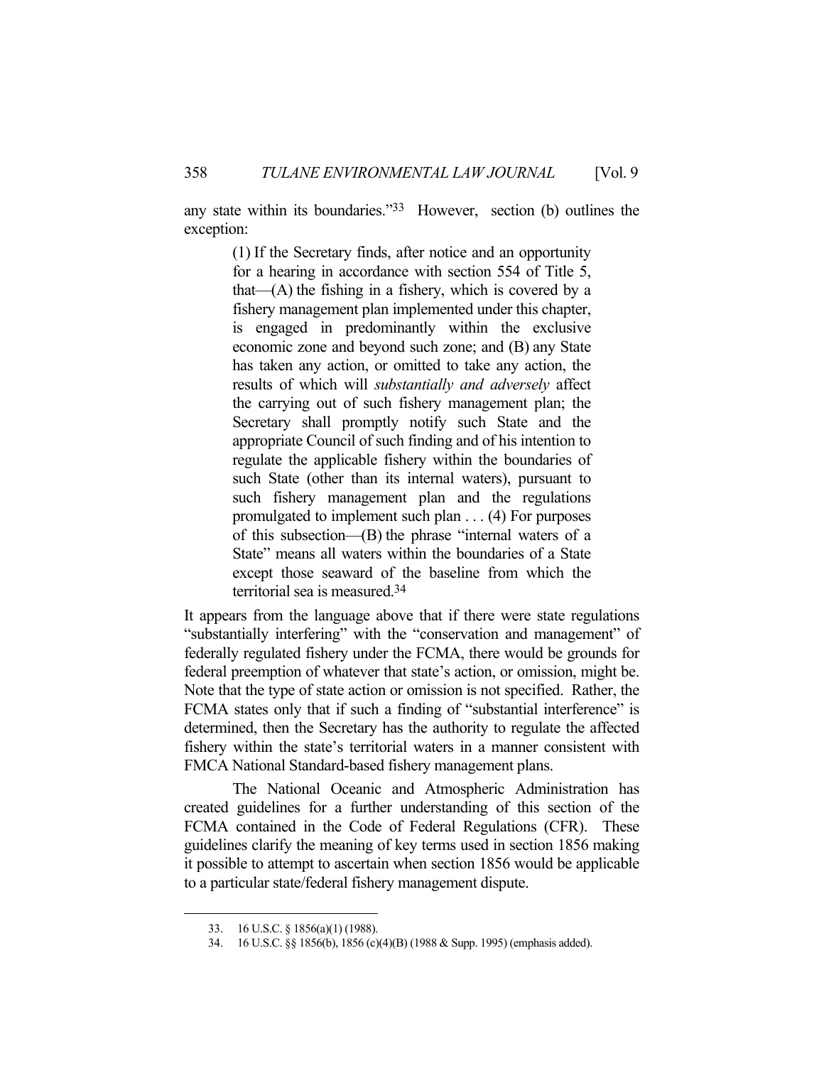any state within its boundaries."[33] However, section (b) outlines the exception:

> (1) If the Secretary finds, after notice and an opportunity for a hearing in accordance with section 554 of Title 5, that—(A) the fishing in a fishery, which is covered by a fishery management plan implemented under this chapter, is engaged in predominantly within the exclusive economic zone and beyond such zone; and (B) any State has taken any action, or omitted to take any action, the results of which will *substantially and adversely* affect the carrying out of such fishery management plan; the Secretary shall promptly notify such State and the appropriate Council of such finding and of his intention to regulate the applicable fishery within the boundaries of such State (other than its internal waters), pursuant to such fishery management plan and the regulations promulgated to implement such plan . . . (4) For purposes of this subsection—(B) the phrase "internal waters of a State" means all waters within the boundaries of a State except those seaward of the baseline from which the territorial sea is measured.[34]

It appears from the language above that if there were state regulations "substantially interfering" with the "conservation and management" of federally regulated fishery under the FCMA, there would be grounds for federal preemption of whatever that state's action, or omission, might be. Note that the type of state action or omission is not specified. Rather, the FCMA states only that if such a finding of "substantial interference" is determined, then the Secretary has the authority to regulate the affected fishery within the state's territorial waters in a manner consistent with FMCA National Standard-based fishery management plans.

The National Oceanic and Atmospheric Administration has created guidelines for a further understanding of this section of the FCMA contained in the Code of Federal Regulations (CFR). These guidelines clarify the meaning of key terms used in section 1856 making it possible to attempt to ascertain when section 1856 would be applicable to a particular state/federal fishery management dispute.

---

33. 16 U.S.C. § 1856(a)(1) (1988).

34. 16 U.S.C. §§ 1856(b), 1856 (c)(4)(B) (1988 & Supp. 1995) (emphasis added).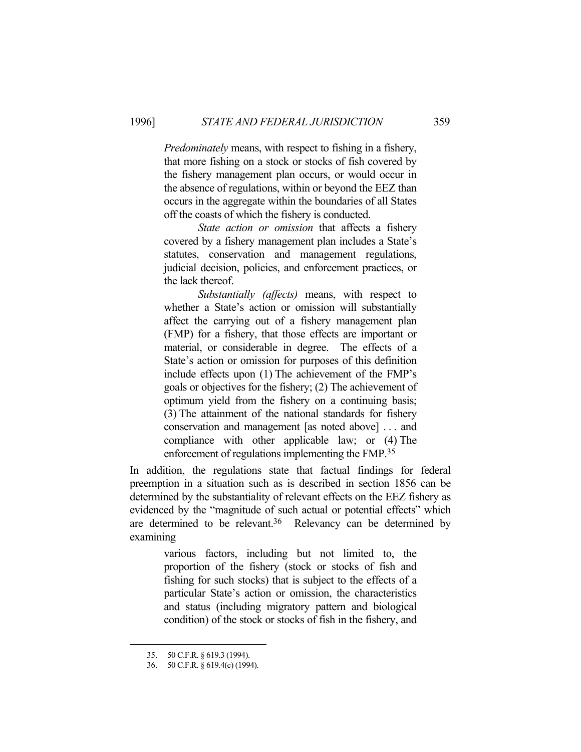> *Predominately* means, with respect to fishing in a fishery, that more fishing on a stock or stocks of fish covered by the fishery management plan occurs, or would occur in the absence of regulations, within or beyond the EEZ than occurs in the aggregate within the boundaries of all States off the coasts of which the fishery is conducted.
>
> *State action or omission* that affects a fishery covered by a fishery management plan includes a State's statutes, conservation and management regulations, judicial decision, policies, and enforcement practices, or the lack thereof.
>
> *Substantially (affects)* means, with respect to whether a State's action or omission will substantially affect the carrying out of a fishery management plan (FMP) for a fishery, that those effects are important or material, or considerable in degree. The effects of a State's action or omission for purposes of this definition include effects upon (1) The achievement of the FMP's goals or objectives for the fishery; (2) The achievement of optimum yield from the fishery on a continuing basis; (3) The attainment of the national standards for fishery conservation and management [as noted above] . . . and compliance with other applicable law; or (4) The enforcement of regulations implementing the FMP.[35]

In addition, the regulations state that factual findings for federal preemption in a situation such as is described in section 1856 can be determined by the substantiality of relevant effects on the EEZ fishery as evidenced by the "magnitude of such actual or potential effects" which are determined to be relevant.[36] Relevancy can be determined by examining

> various factors, including but not limited to, the proportion of the fishery (stock or stocks of fish and fishing for such stocks) that is subject to the effects of a particular State's action or omission, the characteristics and status (including migratory pattern and biological condition) of the stock or stocks of fish in the fishery, and

---

35. 50 C.F.R. § 619.3 (1994).

36. 50 C.F.R. § 619.4(c) (1994).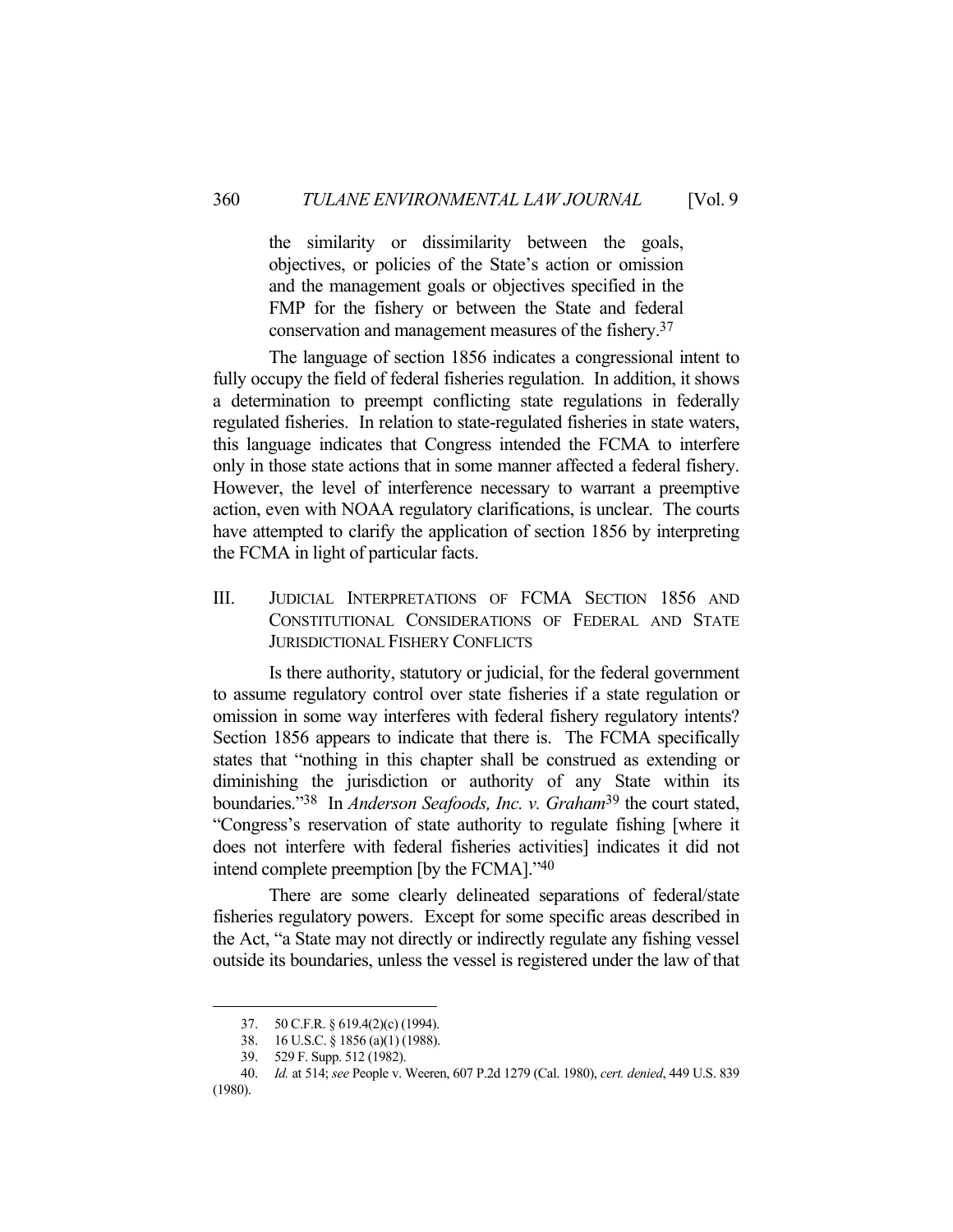> the similarity or dissimilarity between the goals, objectives, or policies of the State's action or omission and the management goals or objectives specified in the FMP for the fishery or between the State and federal conservation and management measures of the fishery.[37]

The language of section 1856 indicates a congressional intent to fully occupy the field of federal fisheries regulation. In addition, it shows a determination to preempt conflicting state regulations in federally regulated fisheries. In relation to state-regulated fisheries in state waters, this language indicates that Congress intended the FCMA to interfere only in those state actions that in some manner affected a federal fishery. However, the level of interference necessary to warrant a preemptive action, even with NOAA regulatory clarifications, is unclear. The courts have attempted to clarify the application of section 1856 by interpreting the FCMA in light of particular facts.

## III. JUDICIAL INTERPRETATIONS OF FCMA SECTION 1856 AND CONSTITUTIONAL CONSIDERATIONS OF FEDERAL AND STATE JURISDICTIONAL FISHERY CONFLICTS

Is there authority, statutory or judicial, for the federal government to assume regulatory control over state fisheries if a state regulation or omission in some way interferes with federal fishery regulatory intents? Section 1856 appears to indicate that there is. The FCMA specifically states that "nothing in this chapter shall be construed as extending or diminishing the jurisdiction or authority of any State within its boundaries."[38] In *Anderson Seafoods, Inc. v. Graham*[39] the court stated, "Congress's reservation of state authority to regulate fishing [where it does not interfere with federal fisheries activities] indicates it did not intend complete preemption [by the FCMA]."[40]

There are some clearly delineated separations of federal/state fisheries regulatory powers. Except for some specific areas described in the Act, "a State may not directly or indirectly regulate any fishing vessel outside its boundaries, unless the vessel is registered under the law of that

---

37. 50 C.F.R. § 619.4(2)(c) (1994).

38. 16 U.S.C. § 1856 (a)(1) (1988).

39. 529 F. Supp. 512 (1982).

40. *Id.* at 514; *see* People v. Weeren, 607 P.2d 1279 (Cal. 1980), *cert. denied*, 449 U.S. 839 (1980).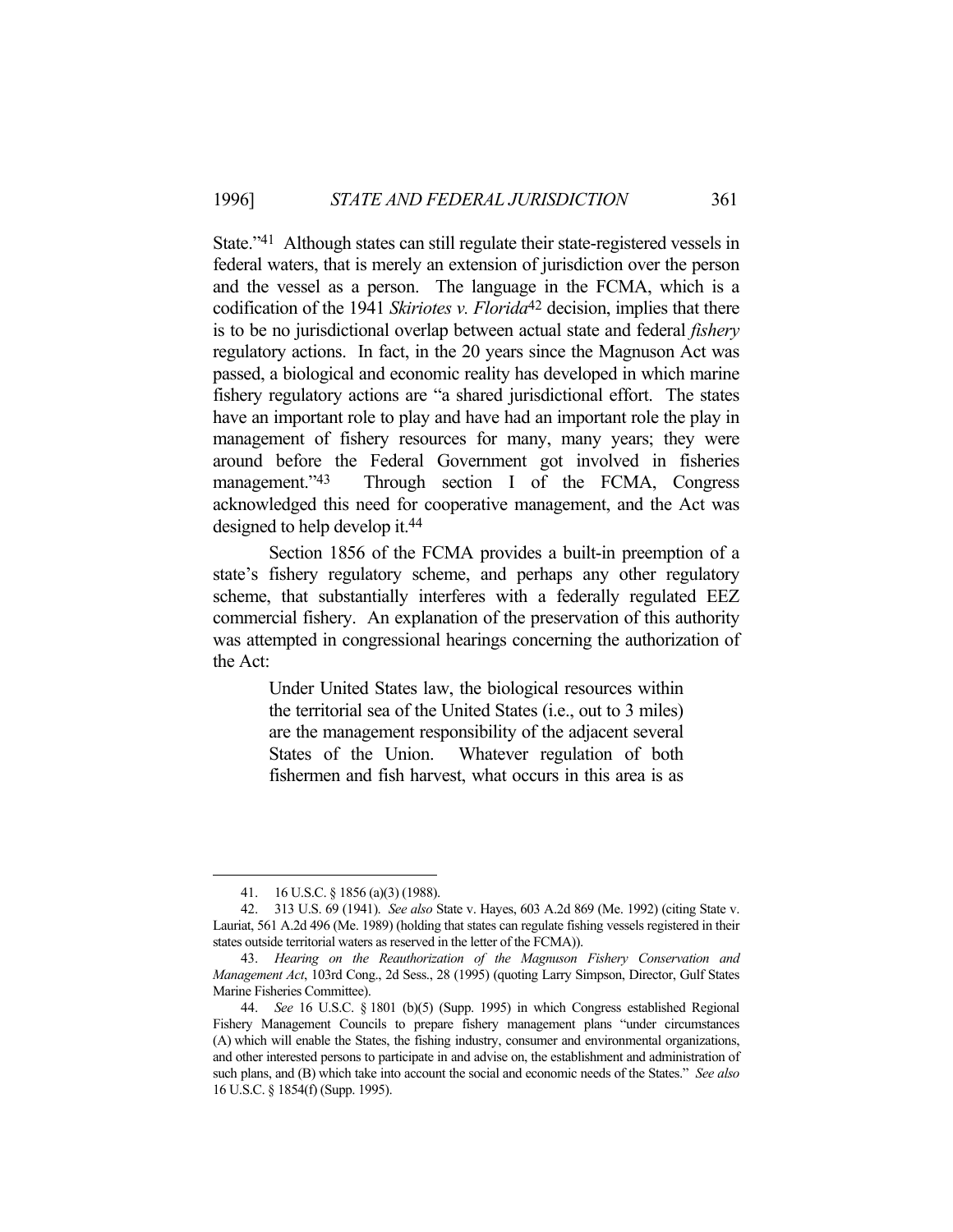State."[41] Although states can still regulate their state-registered vessels in federal waters, that is merely an extension of jurisdiction over the person and the vessel as a person. The language in the FCMA, which is a codification of the 1941 *Skiriotes v. Florida*[42] decision, implies that there is to be no jurisdictional overlap between actual state and federal *fishery* regulatory actions. In fact, in the 20 years since the Magnuson Act was passed, a biological and economic reality has developed in which marine fishery regulatory actions are "a shared jurisdictional effort. The states have an important role to play and have had an important role the play in management of fishery resources for many, many years; they were around before the Federal Government got involved in fisheries management."[43] Through section I of the FCMA, Congress acknowledged this need for cooperative management, and the Act was designed to help develop it.[44]

Section 1856 of the FCMA provides a built-in preemption of a state's fishery regulatory scheme, and perhaps any other regulatory scheme, that substantially interferes with a federally regulated EEZ commercial fishery. An explanation of the preservation of this authority was attempted in congressional hearings concerning the authorization of the Act:

> Under United States law, the biological resources within the territorial sea of the United States (i.e., out to 3 miles) are the management responsibility of the adjacent several States of the Union. Whatever regulation of both fishermen and fish harvest, what occurs in this area is as

---

41. 16 U.S.C. § 1856 (a)(3) (1988).

42. 313 U.S. 69 (1941). *See also* State v. Hayes, 603 A.2d 869 (Me. 1992) (citing State v. Lauriat, 561 A.2d 496 (Me. 1989) (holding that states can regulate fishing vessels registered in their states outside territorial waters as reserved in the letter of the FCMA)).

43. *Hearing on the Reauthorization of the Magnuson Fishery Conservation and Management Act*, 103rd Cong., 2d Sess., 28 (1995) (quoting Larry Simpson, Director, Gulf States Marine Fisheries Committee).

44. *See* 16 U.S.C. § 1801 (b)(5) (Supp. 1995) in which Congress established Regional Fishery Management Councils to prepare fishery management plans "under circumstances (A) which will enable the States, the fishing industry, consumer and environmental organizations, and other interested persons to participate in and advise on, the establishment and administration of such plans, and (B) which take into account the social and economic needs of the States." *See also* 16 U.S.C. § 1854(f) (Supp. 1995).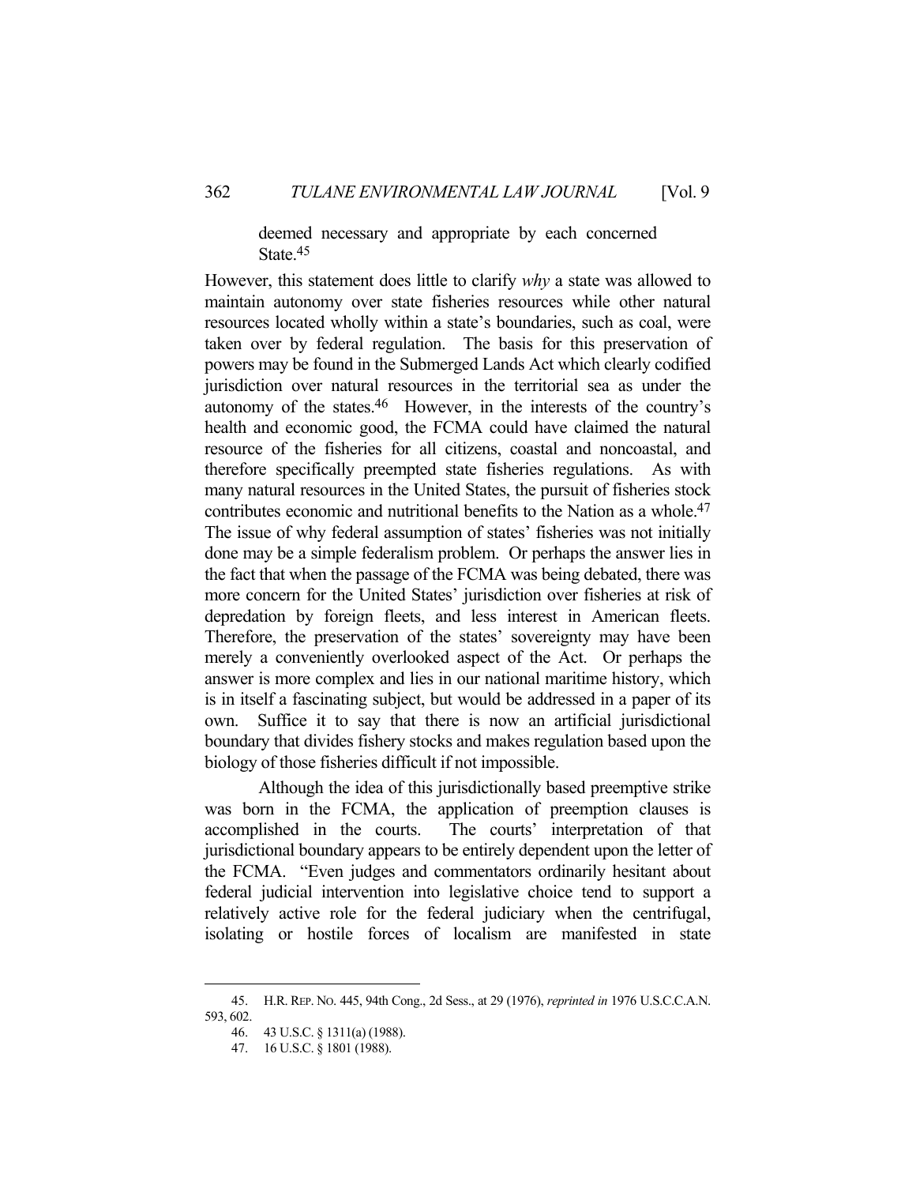> deemed necessary and appropriate by each concerned State.[45]

However, this statement does little to clarify *why* a state was allowed to maintain autonomy over state fisheries resources while other natural resources located wholly within a state's boundaries, such as coal, were taken over by federal regulation. The basis for this preservation of powers may be found in the Submerged Lands Act which clearly codified jurisdiction over natural resources in the territorial sea as under the autonomy of the states.[46] However, in the interests of the country's health and economic good, the FCMA could have claimed the natural resource of the fisheries for all citizens, coastal and noncoastal, and therefore specifically preempted state fisheries regulations. As with many natural resources in the United States, the pursuit of fisheries stock contributes economic and nutritional benefits to the Nation as a whole.[47] The issue of why federal assumption of states' fisheries was not initially done may be a simple federalism problem. Or perhaps the answer lies in the fact that when the passage of the FCMA was being debated, there was more concern for the United States' jurisdiction over fisheries at risk of depredation by foreign fleets, and less interest in American fleets. Therefore, the preservation of the states' sovereignty may have been merely a conveniently overlooked aspect of the Act. Or perhaps the answer is more complex and lies in our national maritime history, which is in itself a fascinating subject, but would be addressed in a paper of its own. Suffice it to say that there is now an artificial jurisdictional boundary that divides fishery stocks and makes regulation based upon the biology of those fisheries difficult if not impossible.

Although the idea of this jurisdictionally based preemptive strike was born in the FCMA, the application of preemption clauses is accomplished in the courts. The courts' interpretation of that jurisdictional boundary appears to be entirely dependent upon the letter of the FCMA. "Even judges and commentators ordinarily hesitant about federal judicial intervention into legislative choice tend to support a relatively active role for the federal judiciary when the centrifugal, isolating or hostile forces of localism are manifested in state

---

45. H.R. REP. NO. 445, 94th Cong., 2d Sess., at 29 (1976), *reprinted in* 1976 U.S.C.C.A.N. 593, 602.

46. 43 U.S.C. § 1311(a) (1988).

47. 16 U.S.C. § 1801 (1988).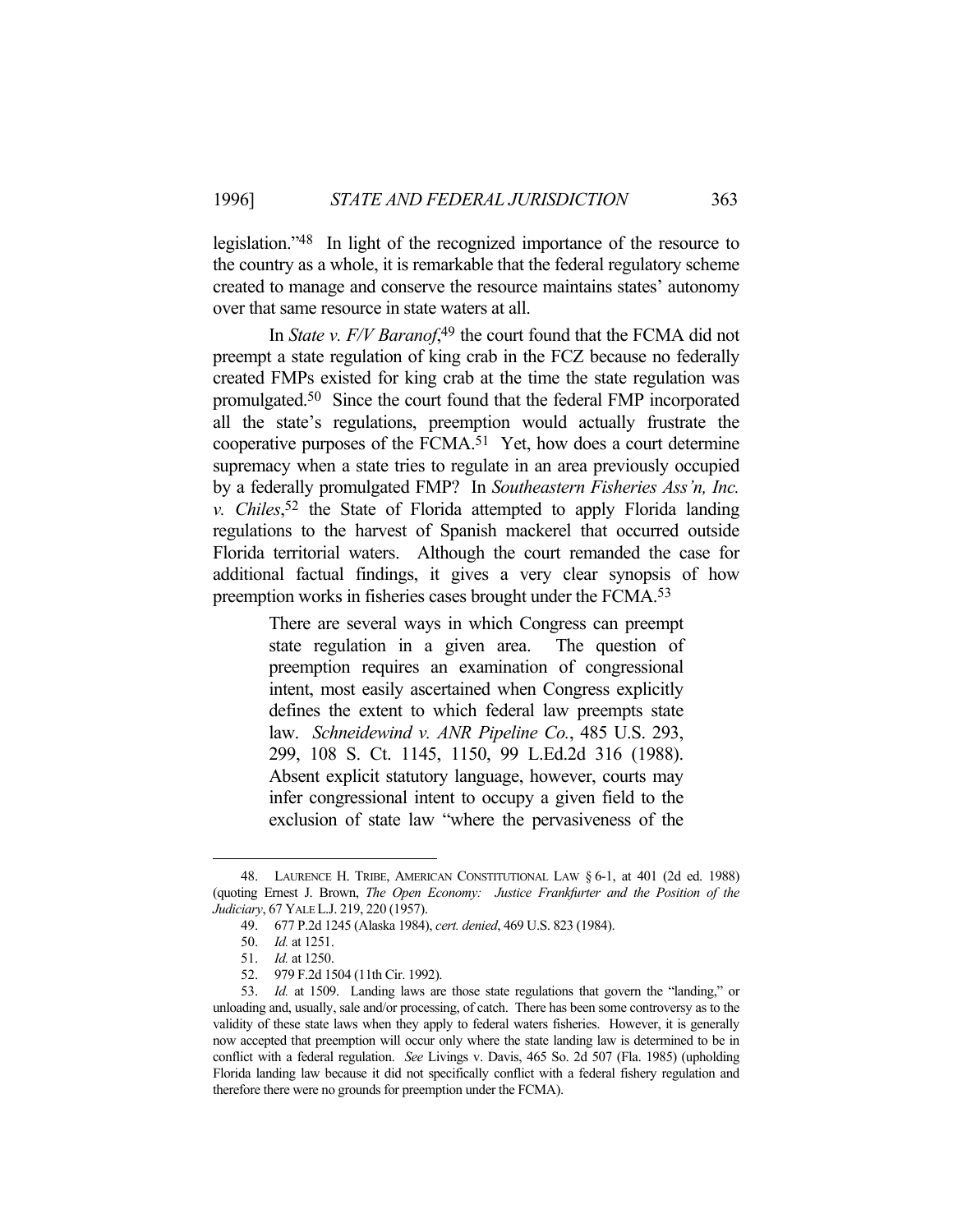legislation."[48] In light of the recognized importance of the resource to the country as a whole, it is remarkable that the federal regulatory scheme created to manage and conserve the resource maintains states' autonomy over that same resource in state waters at all.

In *State v. F/V Baranof*,[49] the court found that the FCMA did not preempt a state regulation of king crab in the FCZ because no federally created FMPs existed for king crab at the time the state regulation was promulgated.[50] Since the court found that the federal FMP incorporated all the state's regulations, preemption would actually frustrate the cooperative purposes of the FCMA.[51] Yet, how does a court determine supremacy when a state tries to regulate in an area previously occupied by a federally promulgated FMP? In *Southeastern Fisheries Ass'n, Inc. v. Chiles*,[52] the State of Florida attempted to apply Florida landing regulations to the harvest of Spanish mackerel that occurred outside Florida territorial waters. Although the court remanded the case for additional factual findings, it gives a very clear synopsis of how preemption works in fisheries cases brought under the FCMA.[53]

> There are several ways in which Congress can preempt state regulation in a given area. The question of preemption requires an examination of congressional intent, most easily ascertained when Congress explicitly defines the extent to which federal law preempts state law. *Schneidewind v. ANR Pipeline Co.*, 485 U.S. 293, 299, 108 S. Ct. 1145, 1150, 99 L.Ed.2d 316 (1988). Absent explicit statutory language, however, courts may infer congressional intent to occupy a given field to the exclusion of state law "where the pervasiveness of the

---

48. LAURENCE H. TRIBE, AMERICAN CONSTITUTIONAL LAW § 6-1, at 401 (2d ed. 1988) (quoting Ernest J. Brown, *The Open Economy: Justice Frankfurter and the Position of the Judiciary*, 67 YALE L.J. 219, 220 (1957).

49. 677 P.2d 1245 (Alaska 1984), *cert. denied*, 469 U.S. 823 (1984).

50. *Id.* at 1251.

51. *Id.* at 1250.

52. 979 F.2d 1504 (11th Cir. 1992).

53. *Id.* at 1509. Landing laws are those state regulations that govern the "landing," or unloading and, usually, sale and/or processing, of catch. There has been some controversy as to the validity of these state laws when they apply to federal waters fisheries. However, it is generally now accepted that preemption will occur only where the state landing law is determined to be in conflict with a federal regulation. *See* Livings v. Davis, 465 So. 2d 507 (Fla. 1985) (upholding Florida landing law because it did not specifically conflict with a federal fishery regulation and therefore there were no grounds for preemption under the FCMA).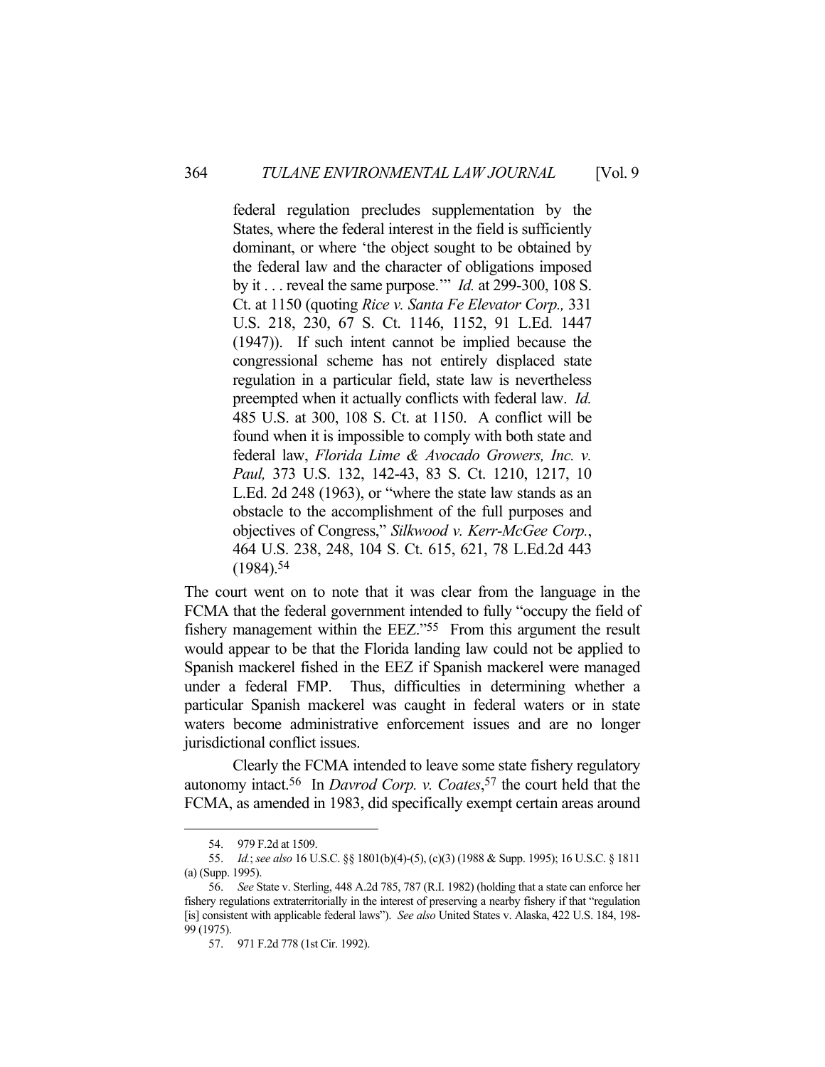> federal regulation precludes supplementation by the States, where the federal interest in the field is sufficiently dominant, or where 'the object sought to be obtained by the federal law and the character of obligations imposed by it . . . reveal the same purpose.'" *Id.* at 299-300, 108 S. Ct. at 1150 (quoting *Rice v. Santa Fe Elevator Corp.,* 331 U.S. 218, 230, 67 S. Ct. 1146, 1152, 91 L.Ed. 1447 (1947)). If such intent cannot be implied because the congressional scheme has not entirely displaced state regulation in a particular field, state law is nevertheless preempted when it actually conflicts with federal law. *Id.* 485 U.S. at 300, 108 S. Ct. at 1150. A conflict will be found when it is impossible to comply with both state and federal law, *Florida Lime & Avocado Growers, Inc. v. Paul,* 373 U.S. 132, 142-43, 83 S. Ct. 1210, 1217, 10 L.Ed. 2d 248 (1963), or "where the state law stands as an obstacle to the accomplishment of the full purposes and objectives of Congress," *Silkwood v. Kerr-McGee Corp.*, 464 U.S. 238, 248, 104 S. Ct. 615, 621, 78 L.Ed.2d 443 (1984).[54]

The court went on to note that it was clear from the language in the FCMA that the federal government intended to fully "occupy the field of fishery management within the EEZ."[55] From this argument the result would appear to be that the Florida landing law could not be applied to Spanish mackerel fished in the EEZ if Spanish mackerel were managed under a federal FMP. Thus, difficulties in determining whether a particular Spanish mackerel was caught in federal waters or in state waters become administrative enforcement issues and are no longer jurisdictional conflict issues.

Clearly the FCMA intended to leave some state fishery regulatory autonomy intact.[56] In *Davrod Corp. v. Coates*,[57] the court held that the FCMA, as amended in 1983, did specifically exempt certain areas around

---

54. 979 F.2d at 1509.

55. *Id.*; *see also* 16 U.S.C. §§ 1801(b)(4)-(5), (c)(3) (1988 & Supp. 1995); 16 U.S.C. § 1811 (a) (Supp. 1995).

56. *See* State v. Sterling, 448 A.2d 785, 787 (R.I. 1982) (holding that a state can enforce her fishery regulations extraterritorially in the interest of preserving a nearby fishery if that "regulation [is] consistent with applicable federal laws"). *See also* United States v. Alaska, 422 U.S. 184, 198-99 (1975).

57. 971 F.2d 778 (1st Cir. 1992).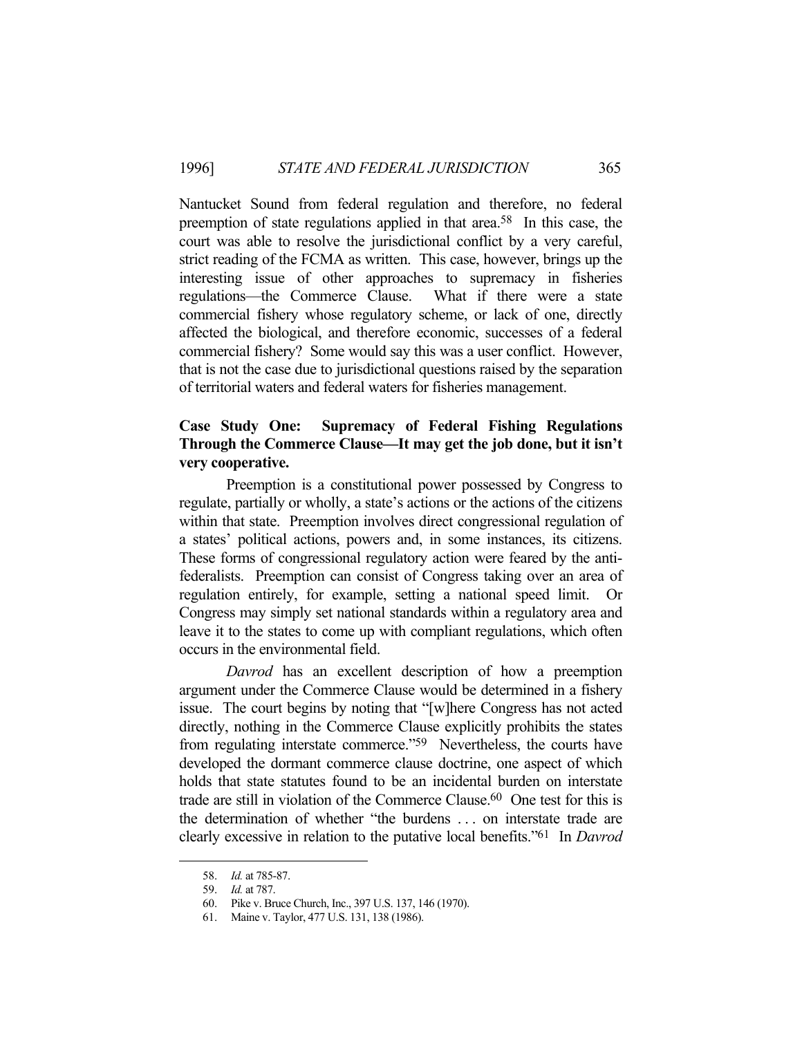Nantucket Sound from federal regulation and therefore, no federal preemption of state regulations applied in that area.[58] In this case, the court was able to resolve the jurisdictional conflict by a very careful, strict reading of the FCMA as written. This case, however, brings up the interesting issue of other approaches to supremacy in fisheries regulations—the Commerce Clause. What if there were a state commercial fishery whose regulatory scheme, or lack of one, directly affected the biological, and therefore economic, successes of a federal commercial fishery? Some would say this was a user conflict. However, that is not the case due to jurisdictional questions raised by the separation of territorial waters and federal waters for fisheries management.

### Case Study One: Supremacy of Federal Fishing Regulations Through the Commerce Clause—It may get the job done, but it isn't very cooperative.

Preemption is a constitutional power possessed by Congress to regulate, partially or wholly, a state's actions or the actions of the citizens within that state. Preemption involves direct congressional regulation of a states' political actions, powers and, in some instances, its citizens. These forms of congressional regulatory action were feared by the anti-federalists. Preemption can consist of Congress taking over an area of regulation entirely, for example, setting a national speed limit. Or Congress may simply set national standards within a regulatory area and leave it to the states to come up with compliant regulations, which often occurs in the environmental field.

*Davrod* has an excellent description of how a preemption argument under the Commerce Clause would be determined in a fishery issue. The court begins by noting that "[w]here Congress has not acted directly, nothing in the Commerce Clause explicitly prohibits the states from regulating interstate commerce."[59] Nevertheless, the courts have developed the dormant commerce clause doctrine, one aspect of which holds that state statutes found to be an incidental burden on interstate trade are still in violation of the Commerce Clause.[60] One test for this is the determination of whether "the burdens . . . on interstate trade are clearly excessive in relation to the putative local benefits."[61] In *Davrod*

---

58. *Id.* at 785-87.

59. *Id.* at 787.

60. Pike v. Bruce Church, Inc., 397 U.S. 137, 146 (1970).

61. Maine v. Taylor, 477 U.S. 131, 138 (1986).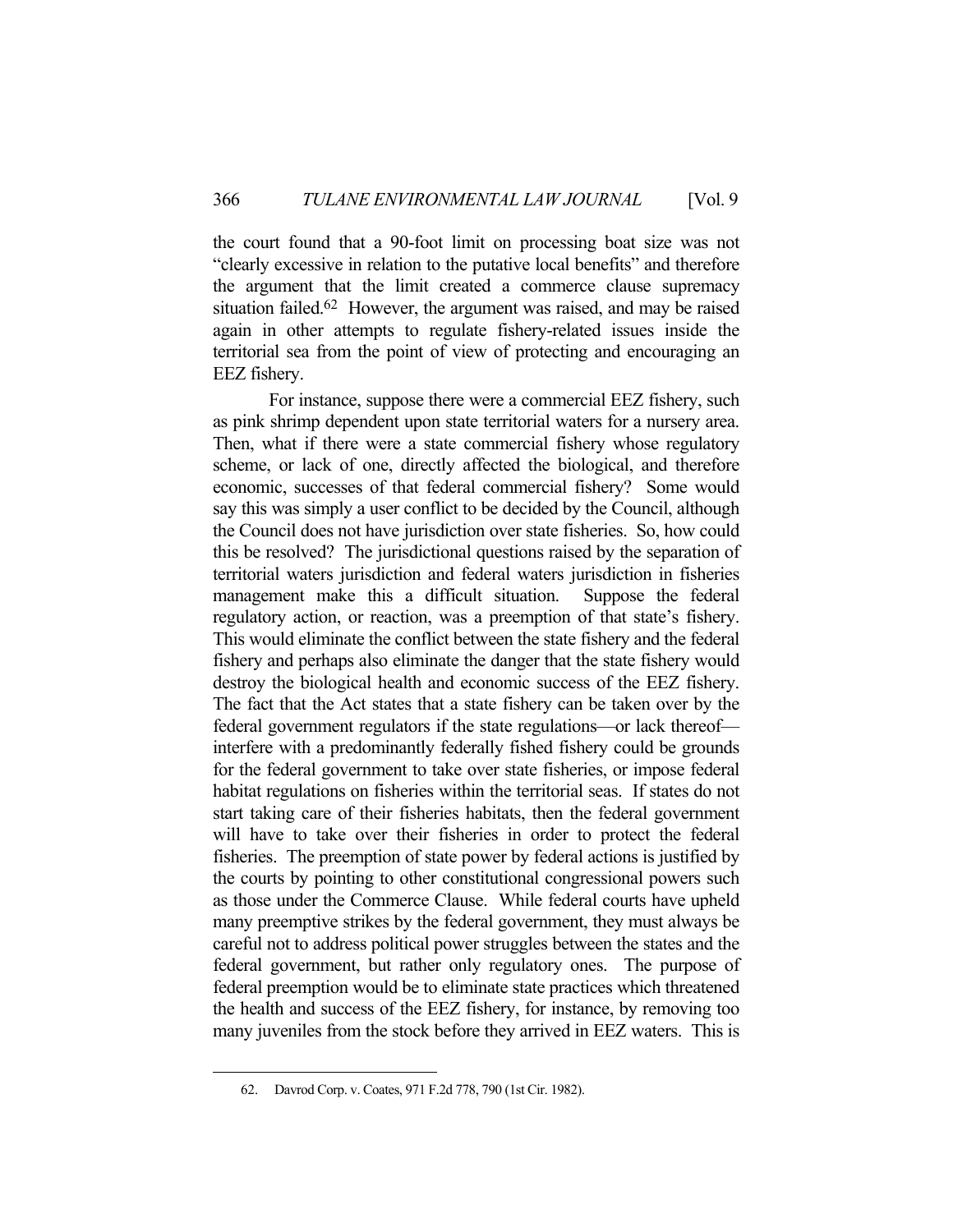the court found that a 90-foot limit on processing boat size was not "clearly excessive in relation to the putative local benefits" and therefore the argument that the limit created a commerce clause supremacy situation failed.[62] However, the argument was raised, and may be raised again in other attempts to regulate fishery-related issues inside the territorial sea from the point of view of protecting and encouraging an EEZ fishery.

For instance, suppose there were a commercial EEZ fishery, such as pink shrimp dependent upon state territorial waters for a nursery area. Then, what if there were a state commercial fishery whose regulatory scheme, or lack of one, directly affected the biological, and therefore economic, successes of that federal commercial fishery? Some would say this was simply a user conflict to be decided by the Council, although the Council does not have jurisdiction over state fisheries. So, how could this be resolved? The jurisdictional questions raised by the separation of territorial waters jurisdiction and federal waters jurisdiction in fisheries management make this a difficult situation. Suppose the federal regulatory action, or reaction, was a preemption of that state's fishery. This would eliminate the conflict between the state fishery and the federal fishery and perhaps also eliminate the danger that the state fishery would destroy the biological health and economic success of the EEZ fishery. The fact that the Act states that a state fishery can be taken over by the federal government regulators if the state regulations—or lack thereof—interfere with a predominantly federally fished fishery could be grounds for the federal government to take over state fisheries, or impose federal habitat regulations on fisheries within the territorial seas. If states do not start taking care of their fisheries habitats, then the federal government will have to take over their fisheries in order to protect the federal fisheries. The preemption of state power by federal actions is justified by the courts by pointing to other constitutional congressional powers such as those under the Commerce Clause. While federal courts have upheld many preemptive strikes by the federal government, they must always be careful not to address political power struggles between the states and the federal government, but rather only regulatory ones. The purpose of federal preemption would be to eliminate state practices which threatened the health and success of the EEZ fishery, for instance, by removing too many juveniles from the stock before they arrived in EEZ waters. This is

---

62. Davrod Corp. v. Coates, 971 F.2d 778, 790 (1st Cir. 1982).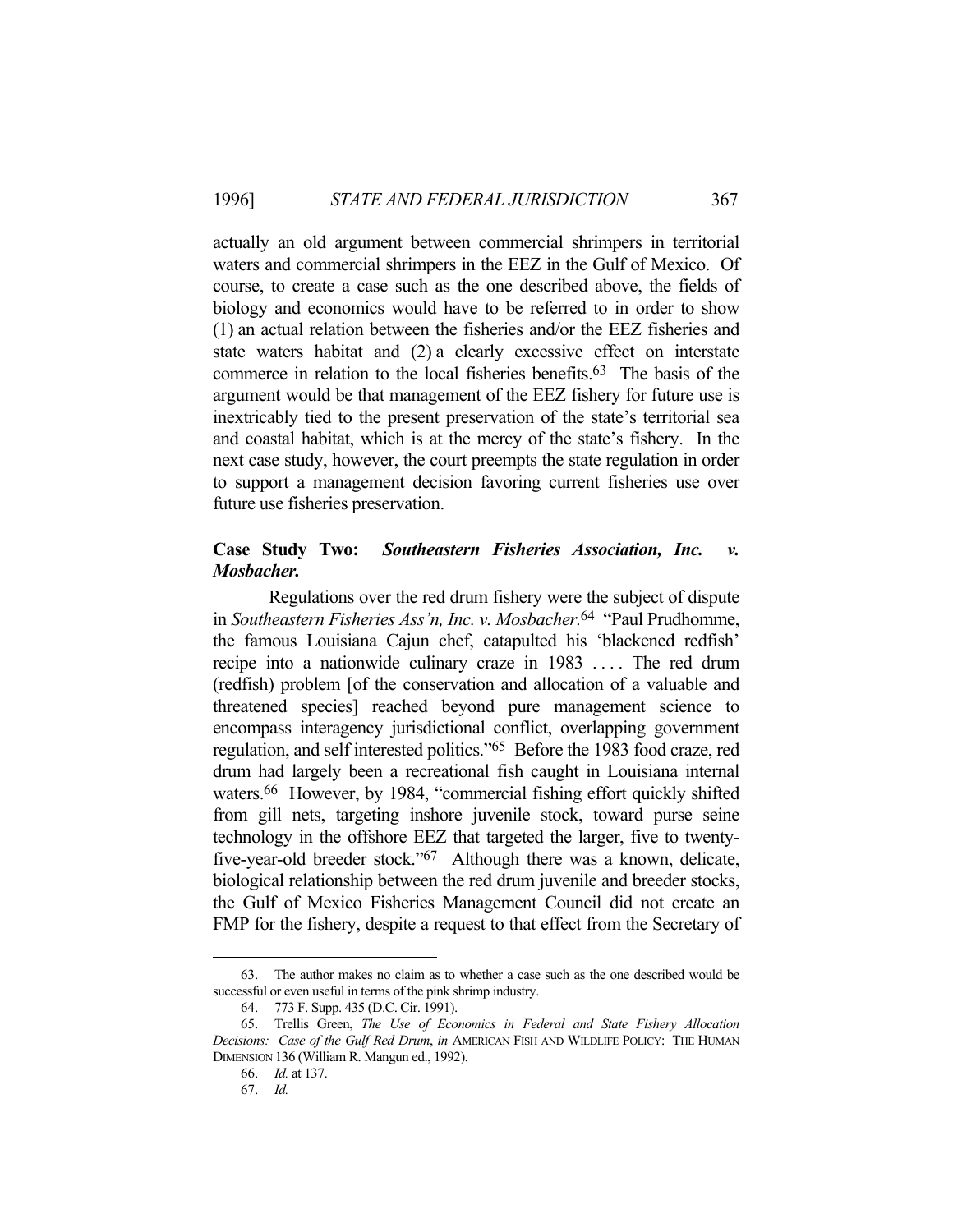actually an old argument between commercial shrimpers in territorial waters and commercial shrimpers in the EEZ in the Gulf of Mexico. Of course, to create a case such as the one described above, the fields of biology and economics would have to be referred to in order to show (1) an actual relation between the fisheries and/or the EEZ fisheries and state waters habitat and (2) a clearly excessive effect on interstate commerce in relation to the local fisheries benefits.[63] The basis of the argument would be that management of the EEZ fishery for future use is inextricably tied to the present preservation of the state's territorial sea and coastal habitat, which is at the mercy of the state's fishery. In the next case study, however, the court preempts the state regulation in order to support a management decision favoring current fisheries use over future use fisheries preservation.

### Case Study Two: *Southeastern Fisheries Association, Inc. v. Mosbacher.*

Regulations over the red drum fishery were the subject of dispute in *Southeastern Fisheries Ass'n, Inc. v. Mosbacher*.[64] "Paul Prudhomme, the famous Louisiana Cajun chef, catapulted his 'blackened redfish' recipe into a nationwide culinary craze in 1983 . . . . The red drum (redfish) problem [of the conservation and allocation of a valuable and threatened species] reached beyond pure management science to encompass interagency jurisdictional conflict, overlapping government regulation, and self interested politics."[65] Before the 1983 food craze, red drum had largely been a recreational fish caught in Louisiana internal waters.[66] However, by 1984, "commercial fishing effort quickly shifted from gill nets, targeting inshore juvenile stock, toward purse seine technology in the offshore EEZ that targeted the larger, five to twenty-five-year-old breeder stock."[67] Although there was a known, delicate, biological relationship between the red drum juvenile and breeder stocks, the Gulf of Mexico Fisheries Management Council did not create an FMP for the fishery, despite a request to that effect from the Secretary of

---

63. The author makes no claim as to whether a case such as the one described would be successful or even useful in terms of the pink shrimp industry.

64. 773 F. Supp. 435 (D.C. Cir. 1991).

65. Trellis Green, *The Use of Economics in Federal and State Fishery Allocation Decisions: Case of the Gulf Red Drum*, *in* AMERICAN FISH AND WILDLIFE POLICY: THE HUMAN DIMENSION 136 (William R. Mangun ed., 1992).

66. *Id.* at 137.

67. *Id.*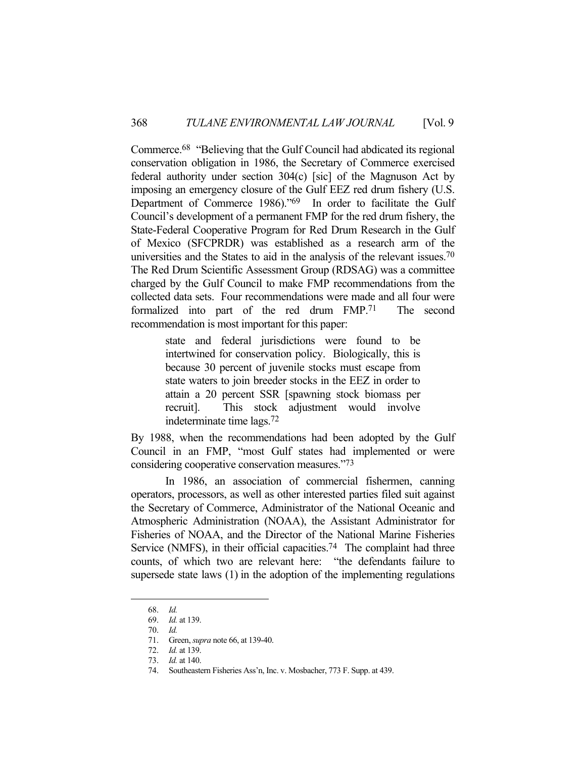Commerce.[68] "Believing that the Gulf Council had abdicated its regional conservation obligation in 1986, the Secretary of Commerce exercised federal authority under section 304(c) [sic] of the Magnuson Act by imposing an emergency closure of the Gulf EEZ red drum fishery (U.S. Department of Commerce 1986)."[69] In order to facilitate the Gulf Council's development of a permanent FMP for the red drum fishery, the State-Federal Cooperative Program for Red Drum Research in the Gulf of Mexico (SFCPRDR) was established as a research arm of the universities and the States to aid in the analysis of the relevant issues.[70] The Red Drum Scientific Assessment Group (RDSAG) was a committee charged by the Gulf Council to make FMP recommendations from the collected data sets. Four recommendations were made and all four were formalized into part of the red drum FMP.[71] The second recommendation is most important for this paper:

> state and federal jurisdictions were found to be intertwined for conservation policy. Biologically, this is because 30 percent of juvenile stocks must escape from state waters to join breeder stocks in the EEZ in order to attain a 20 percent SSR [spawning stock biomass per recruit]. This stock adjustment would involve indeterminate time lags.[72]

By 1988, when the recommendations had been adopted by the Gulf Council in an FMP, "most Gulf states had implemented or were considering cooperative conservation measures."[73]

In 1986, an association of commercial fishermen, canning operators, processors, as well as other interested parties filed suit against the Secretary of Commerce, Administrator of the National Oceanic and Atmospheric Administration (NOAA), the Assistant Administrator for Fisheries of NOAA, and the Director of the National Marine Fisheries Service (NMFS), in their official capacities.[74] The complaint had three counts, of which two are relevant here: "the defendants failure to supersede state laws (1) in the adoption of the implementing regulations

---

68. *Id.*

69. *Id.* at 139.

70. *Id.*

71. Green, *supra* note 66, at 139-40.

72. *Id.* at 139.

73. *Id.* at 140.

74. Southeastern Fisheries Ass'n, Inc. v. Mosbacher, 773 F. Supp. at 439.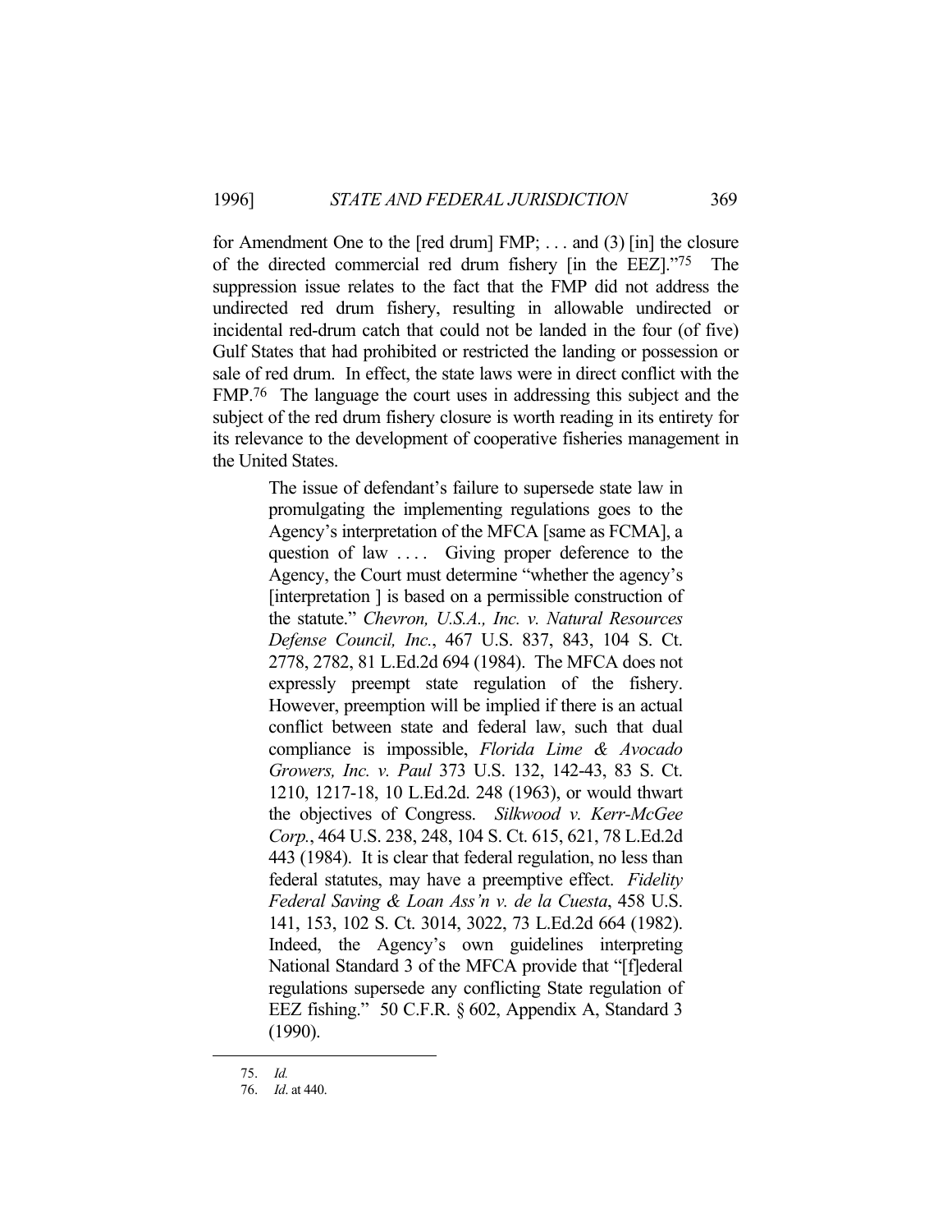for Amendment One to the [red drum] FMP; . . . and (3) [in] the closure of the directed commercial red drum fishery [in the EEZ]."[75] The suppression issue relates to the fact that the FMP did not address the undirected red drum fishery, resulting in allowable undirected or incidental red-drum catch that could not be landed in the four (of five) Gulf States that had prohibited or restricted the landing or possession or sale of red drum. In effect, the state laws were in direct conflict with the FMP.[76] The language the court uses in addressing this subject and the subject of the red drum fishery closure is worth reading in its entirety for its relevance to the development of cooperative fisheries management in the United States.

> The issue of defendant's failure to supersede state law in promulgating the implementing regulations goes to the Agency's interpretation of the MFCA [same as FCMA], a question of law . . . . Giving proper deference to the Agency, the Court must determine "whether the agency's [interpretation ] is based on a permissible construction of the statute." *Chevron, U.S.A., Inc. v. Natural Resources Defense Council, Inc.*, 467 U.S. 837, 843, 104 S. Ct. 2778, 2782, 81 L.Ed.2d 694 (1984). The MFCA does not expressly preempt state regulation of the fishery. However, preemption will be implied if there is an actual conflict between state and federal law, such that dual compliance is impossible, *Florida Lime & Avocado Growers, Inc. v. Paul* 373 U.S. 132, 142-43, 83 S. Ct. 1210, 1217-18, 10 L.Ed.2d. 248 (1963), or would thwart the objectives of Congress. *Silkwood v. Kerr-McGee Corp.*, 464 U.S. 238, 248, 104 S. Ct. 615, 621, 78 L.Ed.2d 443 (1984). It is clear that federal regulation, no less than federal statutes, may have a preemptive effect. *Fidelity Federal Saving & Loan Ass'n v. de la Cuesta*, 458 U.S. 141, 153, 102 S. Ct. 3014, 3022, 73 L.Ed.2d 664 (1982). Indeed, the Agency's own guidelines interpreting National Standard 3 of the MFCA provide that "[f]ederal regulations supersede any conflicting State regulation of EEZ fishing." 50 C.F.R. § 602, Appendix A, Standard 3 (1990).

---

75. *Id.*

76. *Id.* at 440.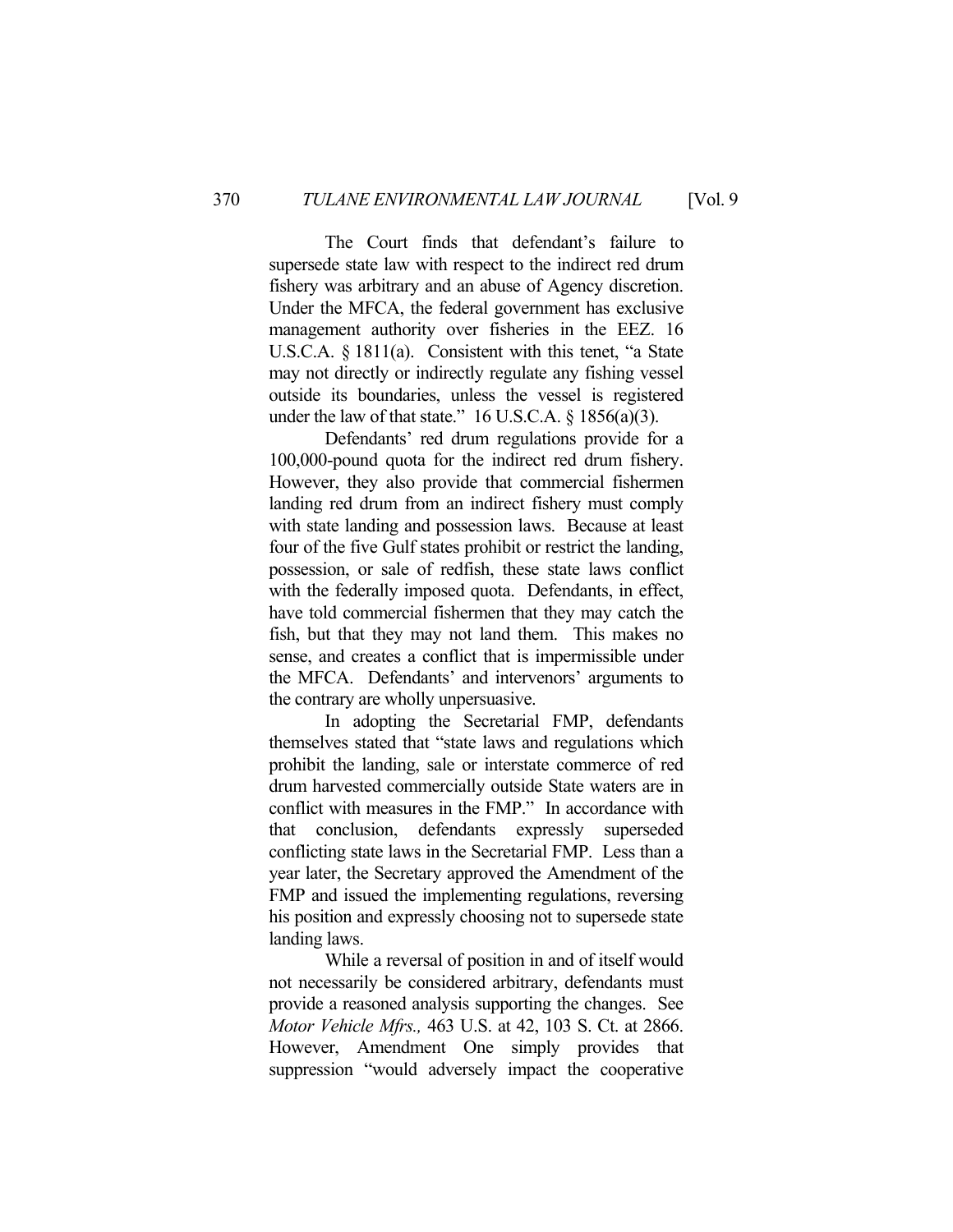The Court finds that defendant's failure to supersede state law with respect to the indirect red drum fishery was arbitrary and an abuse of Agency discretion. Under the MFCA, the federal government has exclusive management authority over fisheries in the EEZ. 16 U.S.C.A. § 1811(a). Consistent with this tenet, "a State may not directly or indirectly regulate any fishing vessel outside its boundaries, unless the vessel is registered under the law of that state." 16 U.S.C.A. § 1856(a)(3).

Defendants' red drum regulations provide for a 100,000-pound quota for the indirect red drum fishery. However, they also provide that commercial fishermen landing red drum from an indirect fishery must comply with state landing and possession laws. Because at least four of the five Gulf states prohibit or restrict the landing, possession, or sale of redfish, these state laws conflict with the federally imposed quota. Defendants, in effect, have told commercial fishermen that they may catch the fish, but that they may not land them. This makes no sense, and creates a conflict that is impermissible under the MFCA. Defendants' and intervenors' arguments to the contrary are wholly unpersuasive.

In adopting the Secretarial FMP, defendants themselves stated that "state laws and regulations which prohibit the landing, sale or interstate commerce of red drum harvested commercially outside State waters are in conflict with measures in the FMP." In accordance with that conclusion, defendants expressly superseded conflicting state laws in the Secretarial FMP. Less than a year later, the Secretary approved the Amendment of the FMP and issued the implementing regulations, reversing his position and expressly choosing not to supersede state landing laws.

While a reversal of position in and of itself would not necessarily be considered arbitrary, defendants must provide a reasoned analysis supporting the changes. See *Motor Vehicle Mfrs.,* 463 U.S. at 42, 103 S. Ct. at 2866. However, Amendment One simply provides that suppression "would adversely impact the cooperative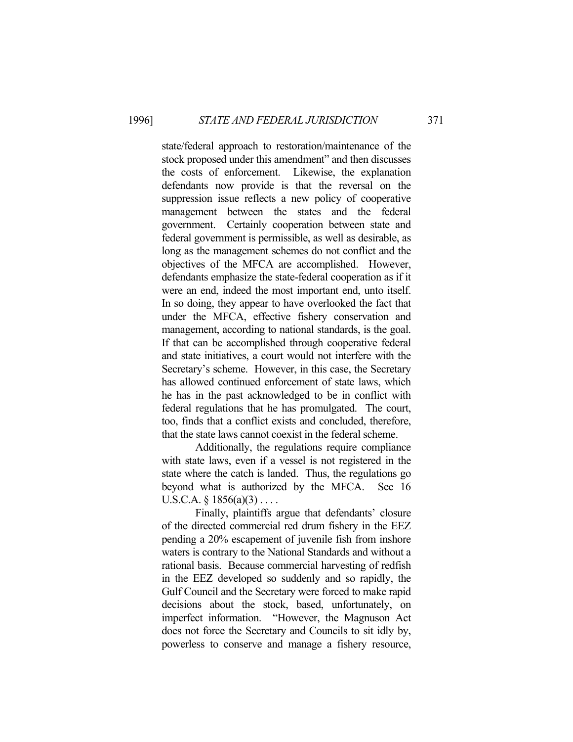state/federal approach to restoration/maintenance of the stock proposed under this amendment" and then discusses the costs of enforcement. Likewise, the explanation defendants now provide is that the reversal on the suppression issue reflects a new policy of cooperative management between the states and the federal government. Certainly cooperation between state and federal government is permissible, as well as desirable, as long as the management schemes do not conflict and the objectives of the MFCA are accomplished. However, defendants emphasize the state-federal cooperation as if it were an end, indeed the most important end, unto itself. In so doing, they appear to have overlooked the fact that under the MFCA, effective fishery conservation and management, according to national standards, is the goal. If that can be accomplished through cooperative federal and state initiatives, a court would not interfere with the Secretary's scheme. However, in this case, the Secretary has allowed continued enforcement of state laws, which he has in the past acknowledged to be in conflict with federal regulations that he has promulgated. The court, too, finds that a conflict exists and concluded, therefore, that the state laws cannot coexist in the federal scheme.

Additionally, the regulations require compliance with state laws, even if a vessel is not registered in the state where the catch is landed. Thus, the regulations go beyond what is authorized by the MFCA. See 16 U.S.C.A. § 1856(a)(3) . . . .

Finally, plaintiffs argue that defendants' closure of the directed commercial red drum fishery in the EEZ pending a 20% escapement of juvenile fish from inshore waters is contrary to the National Standards and without a rational basis. Because commercial harvesting of redfish in the EEZ developed so suddenly and so rapidly, the Gulf Council and the Secretary were forced to make rapid decisions about the stock, based, unfortunately, on imperfect information. "However, the Magnuson Act does not force the Secretary and Councils to sit idly by, powerless to conserve and manage a fishery resource,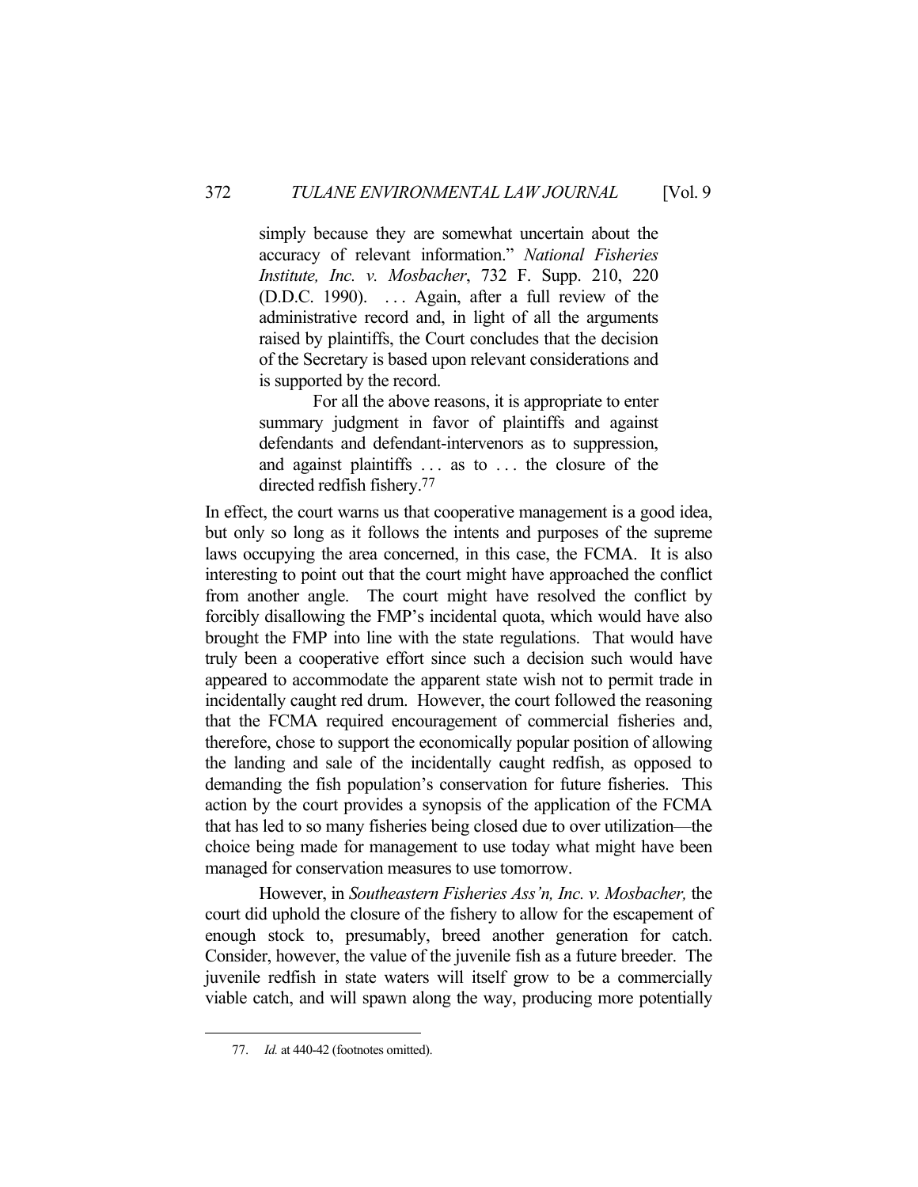> simply because they are somewhat uncertain about the accuracy of relevant information." *National Fisheries Institute, Inc. v. Mosbacher*, 732 F. Supp. 210, 220 (D.D.C. 1990). . . . Again, after a full review of the administrative record and, in light of all the arguments raised by plaintiffs, the Court concludes that the decision of the Secretary is based upon relevant considerations and is supported by the record.
>
> For all the above reasons, it is appropriate to enter summary judgment in favor of plaintiffs and against defendants and defendant-intervenors as to suppression, and against plaintiffs . . . as to . . . the closure of the directed redfish fishery.[77]

In effect, the court warns us that cooperative management is a good idea, but only so long as it follows the intents and purposes of the supreme laws occupying the area concerned, in this case, the FCMA. It is also interesting to point out that the court might have approached the conflict from another angle. The court might have resolved the conflict by forcibly disallowing the FMP's incidental quota, which would have also brought the FMP into line with the state regulations. That would have truly been a cooperative effort since such a decision such would have appeared to accommodate the apparent state wish not to permit trade in incidentally caught red drum. However, the court followed the reasoning that the FCMA required encouragement of commercial fisheries and, therefore, chose to support the economically popular position of allowing the landing and sale of the incidentally caught redfish, as opposed to demanding the fish population's conservation for future fisheries. This action by the court provides a synopsis of the application of the FCMA that has led to so many fisheries being closed due to over utilization—the choice being made for management to use today what might have been managed for conservation measures to use tomorrow.

However, in *Southeastern Fisheries Ass'n, Inc. v. Mosbacher,* the court did uphold the closure of the fishery to allow for the escapement of enough stock to, presumably, breed another generation for catch. Consider, however, the value of the juvenile fish as a future breeder. The juvenile redfish in state waters will itself grow to be a commercially viable catch, and will spawn along the way, producing more potentially

77. *Id.* at 440-42 (footnotes omitted).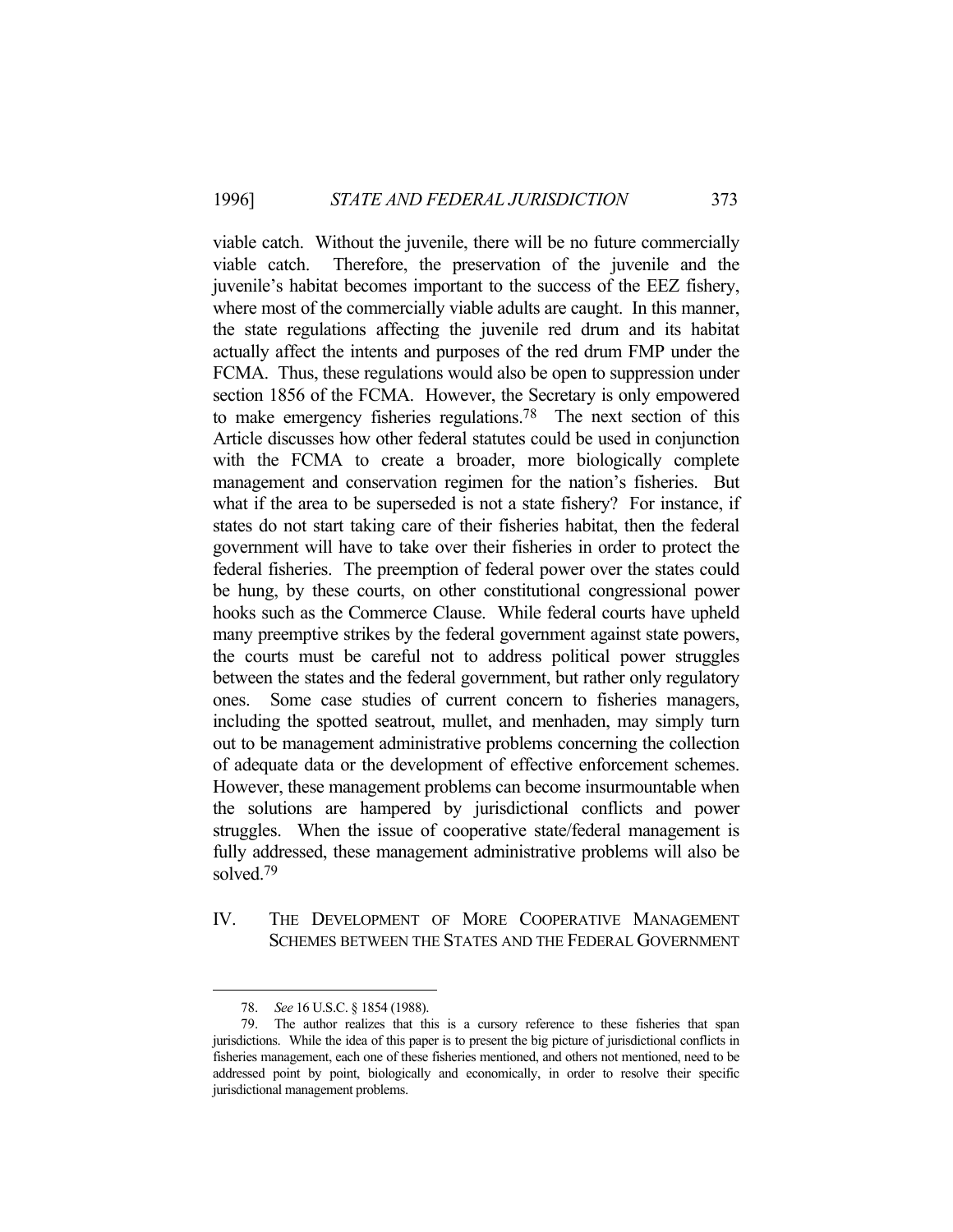viable catch. Without the juvenile, there will be no future commercially viable catch. Therefore, the preservation of the juvenile and the juvenile's habitat becomes important to the success of the EEZ fishery, where most of the commercially viable adults are caught. In this manner, the state regulations affecting the juvenile red drum and its habitat actually affect the intents and purposes of the red drum FMP under the FCMA. Thus, these regulations would also be open to suppression under section 1856 of the FCMA. However, the Secretary is only empowered to make emergency fisheries regulations.[78] The next section of this Article discusses how other federal statutes could be used in conjunction with the FCMA to create a broader, more biologically complete management and conservation regimen for the nation's fisheries. But what if the area to be superseded is not a state fishery? For instance, if states do not start taking care of their fisheries habitat, then the federal government will have to take over their fisheries in order to protect the federal fisheries. The preemption of federal power over the states could be hung, by these courts, on other constitutional congressional power hooks such as the Commerce Clause. While federal courts have upheld many preemptive strikes by the federal government against state powers, the courts must be careful not to address political power struggles between the states and the federal government, but rather only regulatory ones. Some case studies of current concern to fisheries managers, including the spotted seatrout, mullet, and menhaden, may simply turn out to be management administrative problems concerning the collection of adequate data or the development of effective enforcement schemes. However, these management problems can become insurmountable when the solutions are hampered by jurisdictional conflicts and power struggles. When the issue of cooperative state/federal management is fully addressed, these management administrative problems will also be solved.[79]

## IV. THE DEVELOPMENT OF MORE COOPERATIVE MANAGEMENT SCHEMES BETWEEN THE STATES AND THE FEDERAL GOVERNMENT

---

78. *See* 16 U.S.C. § 1854 (1988).

79. The author realizes that this is a cursory reference to these fisheries that span jurisdictions. While the idea of this paper is to present the big picture of jurisdictional conflicts in fisheries management, each one of these fisheries mentioned, and others not mentioned, need to be addressed point by point, biologically and economically, in order to resolve their specific jurisdictional management problems.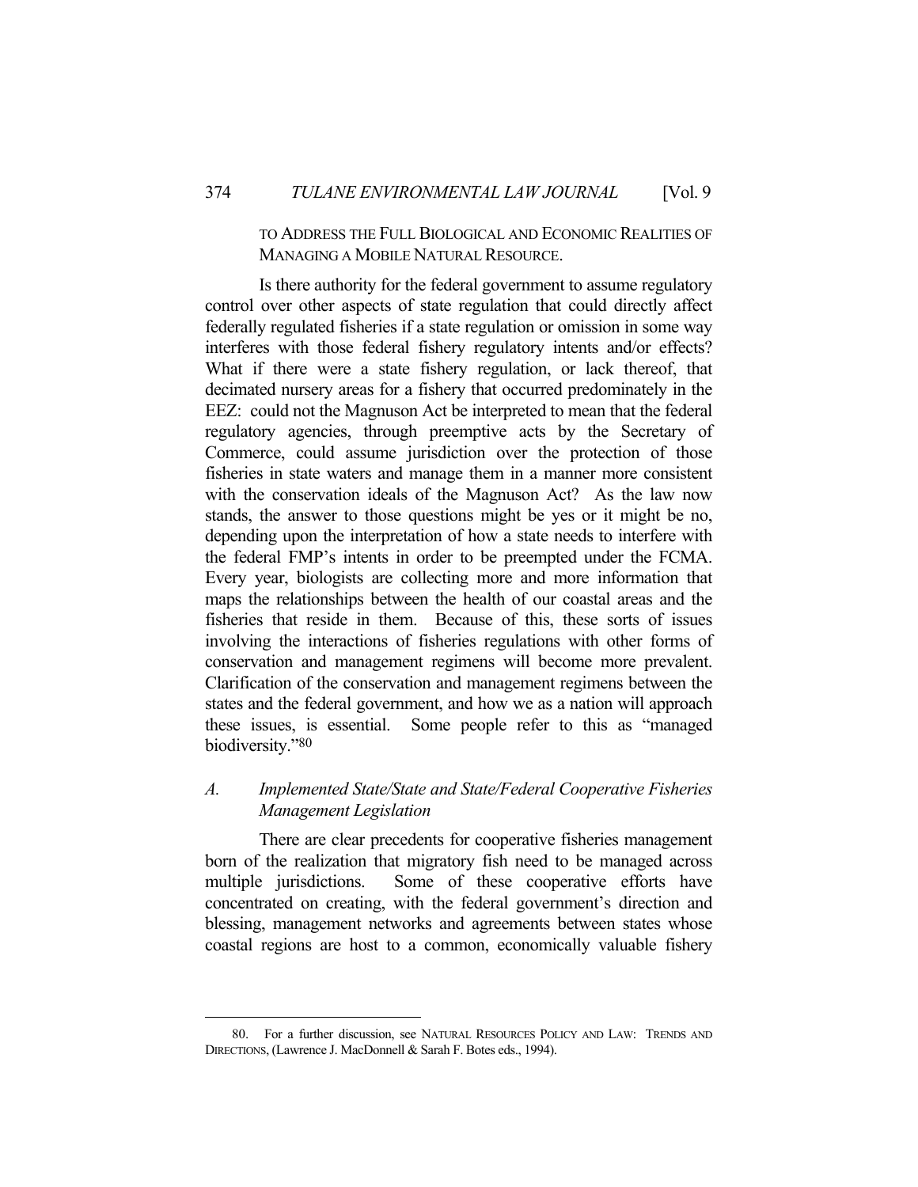TO ADDRESS THE FULL BIOLOGICAL AND ECONOMIC REALITIES OF MANAGING A MOBILE NATURAL RESOURCE.

Is there authority for the federal government to assume regulatory control over other aspects of state regulation that could directly affect federally regulated fisheries if a state regulation or omission in some way interferes with those federal fishery regulatory intents and/or effects? What if there were a state fishery regulation, or lack thereof, that decimated nursery areas for a fishery that occurred predominately in the EEZ: could not the Magnuson Act be interpreted to mean that the federal regulatory agencies, through preemptive acts by the Secretary of Commerce, could assume jurisdiction over the protection of those fisheries in state waters and manage them in a manner more consistent with the conservation ideals of the Magnuson Act? As the law now stands, the answer to those questions might be yes or it might be no, depending upon the interpretation of how a state needs to interfere with the federal FMP's intents in order to be preempted under the FCMA. Every year, biologists are collecting more and more information that maps the relationships between the health of our coastal areas and the fisheries that reside in them. Because of this, these sorts of issues involving the interactions of fisheries regulations with other forms of conservation and management regimens will become more prevalent. Clarification of the conservation and management regimens between the states and the federal government, and how we as a nation will approach these issues, is essential. Some people refer to this as "managed biodiversity."[80]

### *A. Implemented State/State and State/Federal Cooperative Fisheries Management Legislation*

There are clear precedents for cooperative fisheries management born of the realization that migratory fish need to be managed across multiple jurisdictions. Some of these cooperative efforts have concentrated on creating, with the federal government's direction and blessing, management networks and agreements between states whose coastal regions are host to a common, economically valuable fishery

---

80. For a further discussion, see NATURAL RESOURCES POLICY AND LAW: TRENDS AND DIRECTIONS, (Lawrence J. MacDonnell & Sarah F. Botes eds., 1994).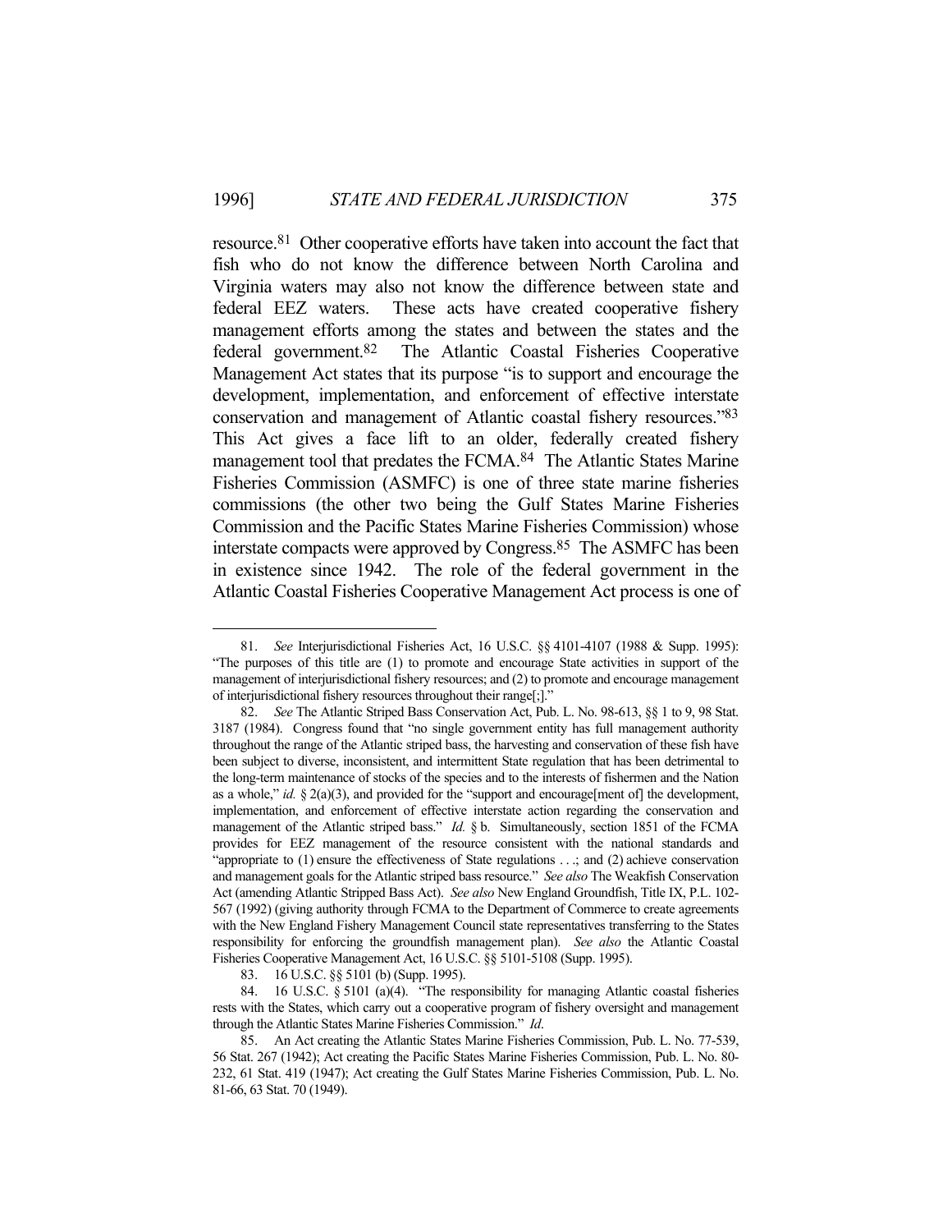resource.[81] Other cooperative efforts have taken into account the fact that fish who do not know the difference between North Carolina and Virginia waters may also not know the difference between state and federal EEZ waters. These acts have created cooperative fishery management efforts among the states and between the states and the federal government.[82] The Atlantic Coastal Fisheries Cooperative Management Act states that its purpose "is to support and encourage the development, implementation, and enforcement of effective interstate conservation and management of Atlantic coastal fishery resources."[83] This Act gives a face lift to an older, federally created fishery management tool that predates the FCMA.[84] The Atlantic States Marine Fisheries Commission (ASMFC) is one of three state marine fisheries commissions (the other two being the Gulf States Marine Fisheries Commission and the Pacific States Marine Fisheries Commission) whose interstate compacts were approved by Congress.[85] The ASMFC has been in existence since 1942. The role of the federal government in the Atlantic Coastal Fisheries Cooperative Management Act process is one of

---

81. *See* Interjurisdictional Fisheries Act, 16 U.S.C. §§ 4101-4107 (1988 & Supp. 1995): "The purposes of this title are (1) to promote and encourage State activities in support of the management of interjurisdictional fishery resources; and (2) to promote and encourage management of interjurisdictional fishery resources throughout their range[;]."

82. *See* The Atlantic Striped Bass Conservation Act, Pub. L. No. 98-613, §§ 1 to 9, 98 Stat. 3187 (1984). Congress found that "no single government entity has full management authority throughout the range of the Atlantic striped bass, the harvesting and conservation of these fish have been subject to diverse, inconsistent, and intermittent State regulation that has been detrimental to the long-term maintenance of stocks of the species and to the interests of fishermen and the Nation as a whole," *id.* § 2(a)(3), and provided for the "support and encourage[ment of] the development, implementation, and enforcement of effective interstate action regarding the conservation and management of the Atlantic striped bass." *Id.* § b. Simultaneously, section 1851 of the FCMA provides for EEZ management of the resource consistent with the national standards and "appropriate to (1) ensure the effectiveness of State regulations . . .; and (2) achieve conservation and management goals for the Atlantic striped bass resource." *See also* The Weakfish Conservation Act (amending Atlantic Stripped Bass Act). *See also* New England Groundfish, Title IX, P.L. 102-567 (1992) (giving authority through FCMA to the Department of Commerce to create agreements with the New England Fishery Management Council state representatives transferring to the States responsibility for enforcing the groundfish management plan). *See also* the Atlantic Coastal Fisheries Cooperative Management Act, 16 U.S.C. §§ 5101-5108 (Supp. 1995).

83. 16 U.S.C. §§ 5101 (b) (Supp. 1995).

84. 16 U.S.C. § 5101 (a)(4). "The responsibility for managing Atlantic coastal fisheries rests with the States, which carry out a cooperative program of fishery oversight and management through the Atlantic States Marine Fisheries Commission." *Id*.

85. An Act creating the Atlantic States Marine Fisheries Commission, Pub. L. No. 77-539, 56 Stat. 267 (1942); Act creating the Pacific States Marine Fisheries Commission, Pub. L. No. 80-232, 61 Stat. 419 (1947); Act creating the Gulf States Marine Fisheries Commission, Pub. L. No. 81-66, 63 Stat. 70 (1949).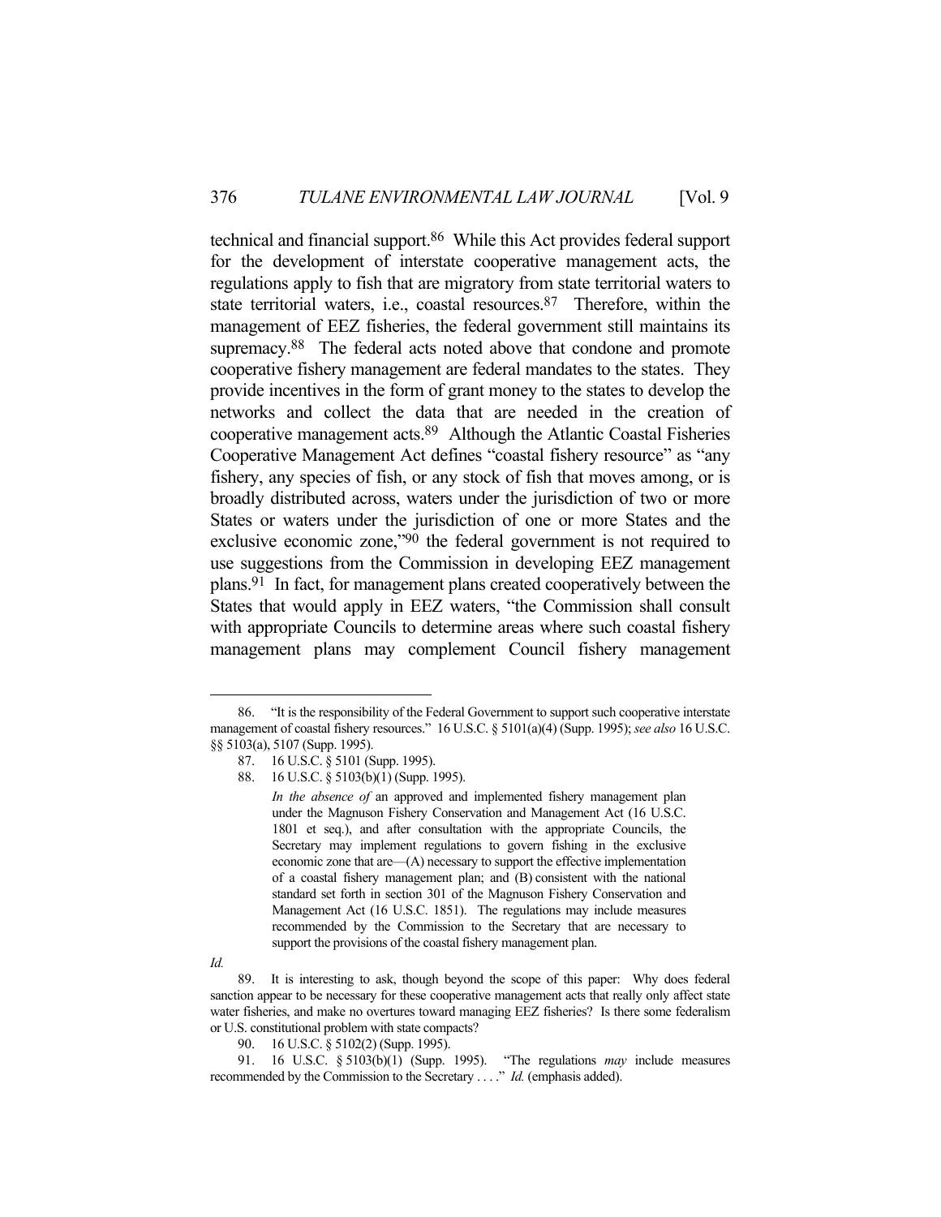technical and financial support.[86] While this Act provides federal support for the development of interstate cooperative management acts, the regulations apply to fish that are migratory from state territorial waters to state territorial waters, i.e., coastal resources.[87] Therefore, within the management of EEZ fisheries, the federal government still maintains its supremacy.[88] The federal acts noted above that condone and promote cooperative fishery management are federal mandates to the states. They provide incentives in the form of grant money to the states to develop the networks and collect the data that are needed in the creation of cooperative management acts.[89] Although the Atlantic Coastal Fisheries Cooperative Management Act defines "coastal fishery resource" as "any fishery, any species of fish, or any stock of fish that moves among, or is broadly distributed across, waters under the jurisdiction of two or more States or waters under the jurisdiction of one or more States and the exclusive economic zone,"[90] the federal government is not required to use suggestions from the Commission in developing EEZ management plans.[91] In fact, for management plans created cooperatively between the States that would apply in EEZ waters, "the Commission shall consult with appropriate Councils to determine areas where such coastal fishery management plans may complement Council fishery management

---

86. "It is the responsibility of the Federal Government to support such cooperative interstate management of coastal fishery resources." 16 U.S.C. § 5101(a)(4) (Supp. 1995); *see also* 16 U.S.C. §§ 5103(a), 5107 (Supp. 1995).

87. 16 U.S.C. § 5101 (Supp. 1995).

88. 16 U.S.C. § 5103(b)(1) (Supp. 1995).

> *In the absence of* an approved and implemented fishery management plan under the Magnuson Fishery Conservation and Management Act (16 U.S.C. 1801 et seq.), and after consultation with the appropriate Councils, the Secretary may implement regulations to govern fishing in the exclusive economic zone that are—(A) necessary to support the effective implementation of a coastal fishery management plan; and (B) consistent with the national standard set forth in section 301 of the Magnuson Fishery Conservation and Management Act (16 U.S.C. 1851). The regulations may include measures recommended by the Commission to the Secretary that are necessary to support the provisions of the coastal fishery management plan.

*Id.*

89. It is interesting to ask, though beyond the scope of this paper: Why does federal sanction appear to be necessary for these cooperative management acts that really only affect state water fisheries, and make no overtures toward managing EEZ fisheries? Is there some federalism or U.S. constitutional problem with state compacts?

90. 16 U.S.C. § 5102(2) (Supp. 1995).

91. 16 U.S.C. § 5103(b)(1) (Supp. 1995). "The regulations *may* include measures recommended by the Commission to the Secretary . . . ." *Id.* (emphasis added).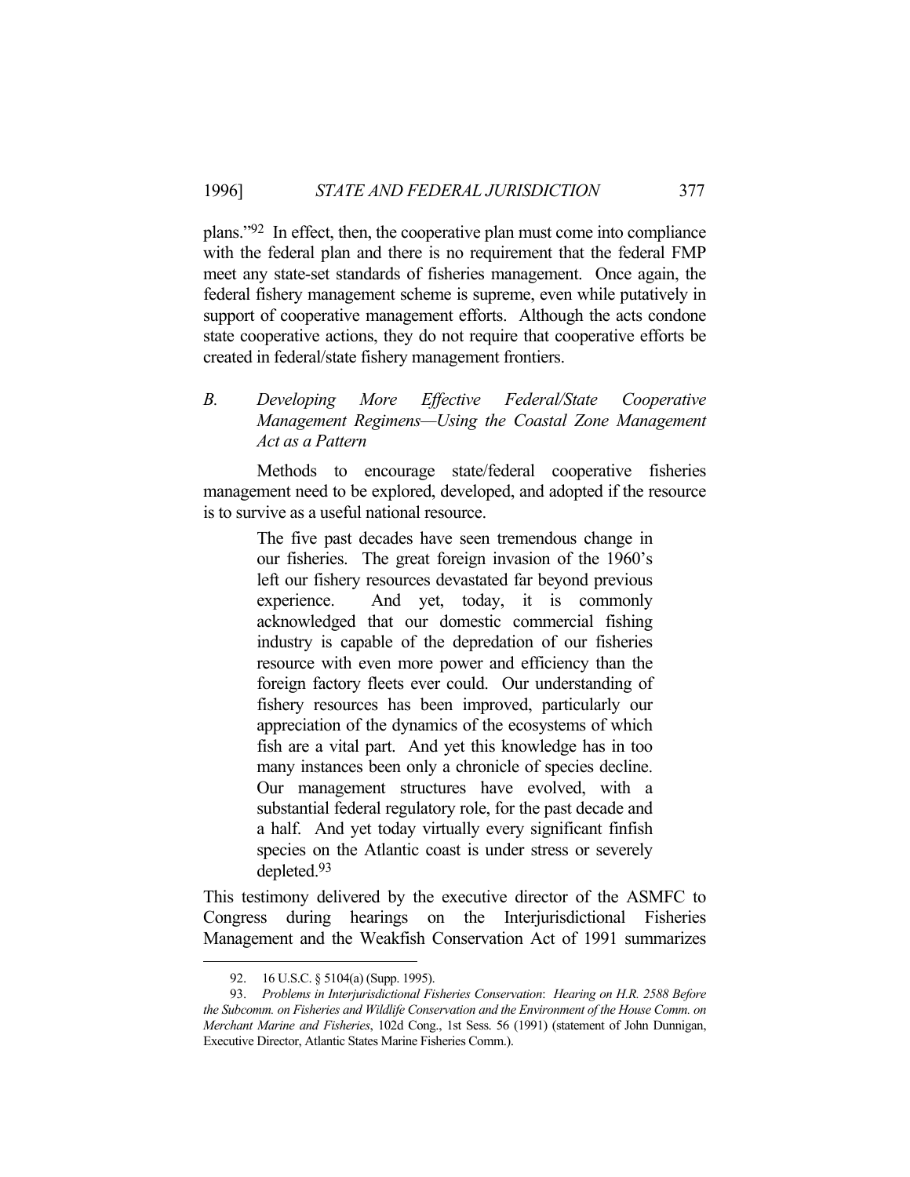plans."[92] In effect, then, the cooperative plan must come into compliance with the federal plan and there is no requirement that the federal FMP meet any state-set standards of fisheries management. Once again, the federal fishery management scheme is supreme, even while putatively in support of cooperative management efforts. Although the acts condone state cooperative actions, they do not require that cooperative efforts be created in federal/state fishery management frontiers.

### *B. Developing More Effective Federal/State Cooperative Management Regimens—Using the Coastal Zone Management Act as a Pattern*

Methods to encourage state/federal cooperative fisheries management need to be explored, developed, and adopted if the resource is to survive as a useful national resource.

> The five past decades have seen tremendous change in our fisheries. The great foreign invasion of the 1960's left our fishery resources devastated far beyond previous experience. And yet, today, it is commonly acknowledged that our domestic commercial fishing industry is capable of the depredation of our fisheries resource with even more power and efficiency than the foreign factory fleets ever could. Our understanding of fishery resources has been improved, particularly our appreciation of the dynamics of the ecosystems of which fish are a vital part. And yet this knowledge has in too many instances been only a chronicle of species decline. Our management structures have evolved, with a substantial federal regulatory role, for the past decade and a half. And yet today virtually every significant finfish species on the Atlantic coast is under stress or severely depleted.[93]

This testimony delivered by the executive director of the ASMFC to Congress during hearings on the Interjurisdictional Fisheries Management and the Weakfish Conservation Act of 1991 summarizes

---

92. 16 U.S.C. § 5104(a) (Supp. 1995).

93. *Problems in Interjurisdictional Fisheries Conservation*: *Hearing on H.R. 2588 Before the Subcomm. on Fisheries and Wildlife Conservation and the Environment of the House Comm. on Merchant Marine and Fisheries*, 102d Cong., 1st Sess. 56 (1991) (statement of John Dunnigan, Executive Director, Atlantic States Marine Fisheries Comm.).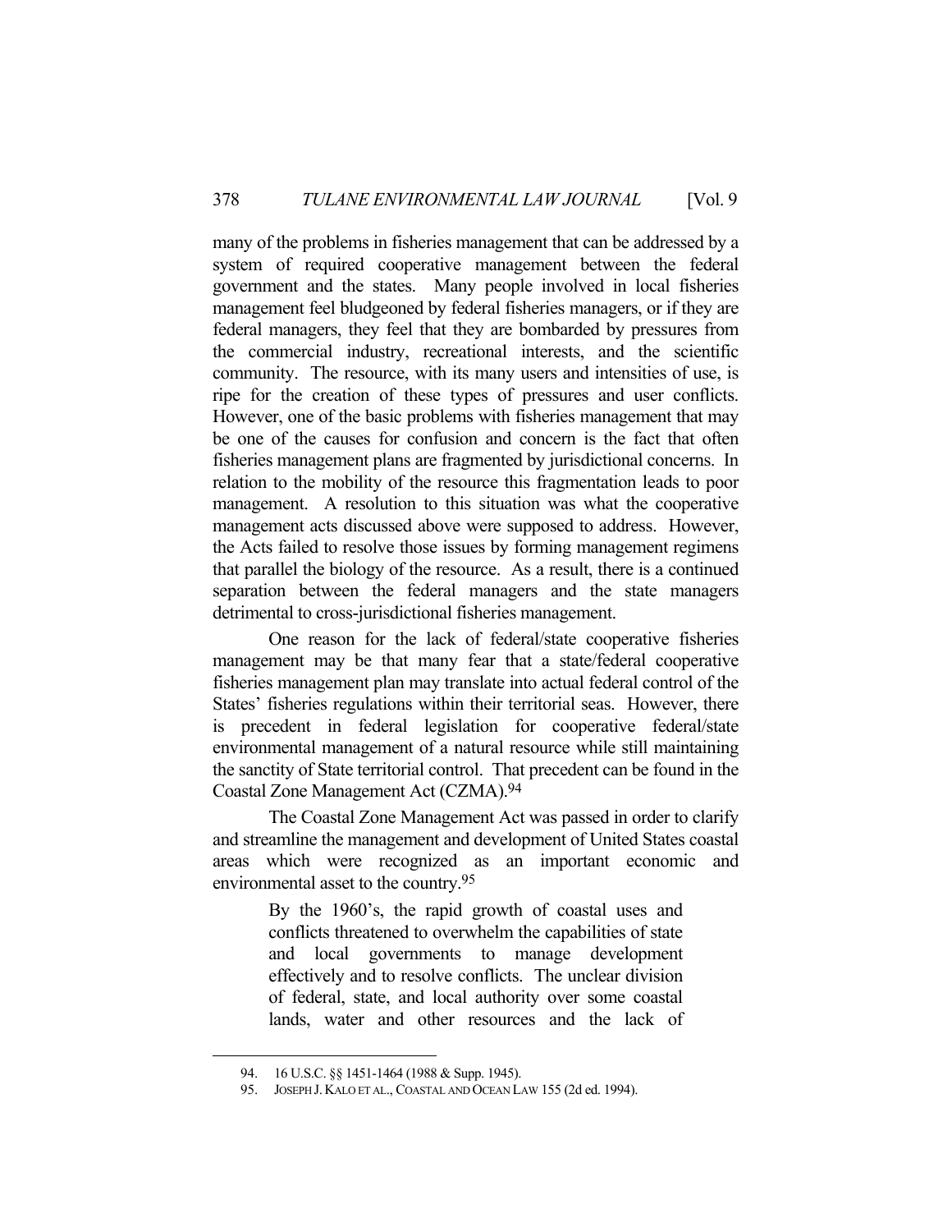many of the problems in fisheries management that can be addressed by a system of required cooperative management between the federal government and the states. Many people involved in local fisheries management feel bludgeoned by federal fisheries managers, or if they are federal managers, they feel that they are bombarded by pressures from the commercial industry, recreational interests, and the scientific community. The resource, with its many users and intensities of use, is ripe for the creation of these types of pressures and user conflicts. However, one of the basic problems with fisheries management that may be one of the causes for confusion and concern is the fact that often fisheries management plans are fragmented by jurisdictional concerns. In relation to the mobility of the resource this fragmentation leads to poor management. A resolution to this situation was what the cooperative management acts discussed above were supposed to address. However, the Acts failed to resolve those issues by forming management regimens that parallel the biology of the resource. As a result, there is a continued separation between the federal managers and the state managers detrimental to cross-jurisdictional fisheries management.

One reason for the lack of federal/state cooperative fisheries management may be that many fear that a state/federal cooperative fisheries management plan may translate into actual federal control of the States' fisheries regulations within their territorial seas. However, there is precedent in federal legislation for cooperative federal/state environmental management of a natural resource while still maintaining the sanctity of State territorial control. That precedent can be found in the Coastal Zone Management Act (CZMA).[94]

The Coastal Zone Management Act was passed in order to clarify and streamline the management and development of United States coastal areas which were recognized as an important economic and environmental asset to the country.[95]

> By the 1960's, the rapid growth of coastal uses and conflicts threatened to overwhelm the capabilities of state and local governments to manage development effectively and to resolve conflicts. The unclear division of federal, state, and local authority over some coastal lands, water and other resources and the lack of

---

94. 16 U.S.C. §§ 1451-1464 (1988 & Supp. 1945).

95. JOSEPH J. KALO ET AL., COASTAL AND OCEAN LAW 155 (2d ed. 1994).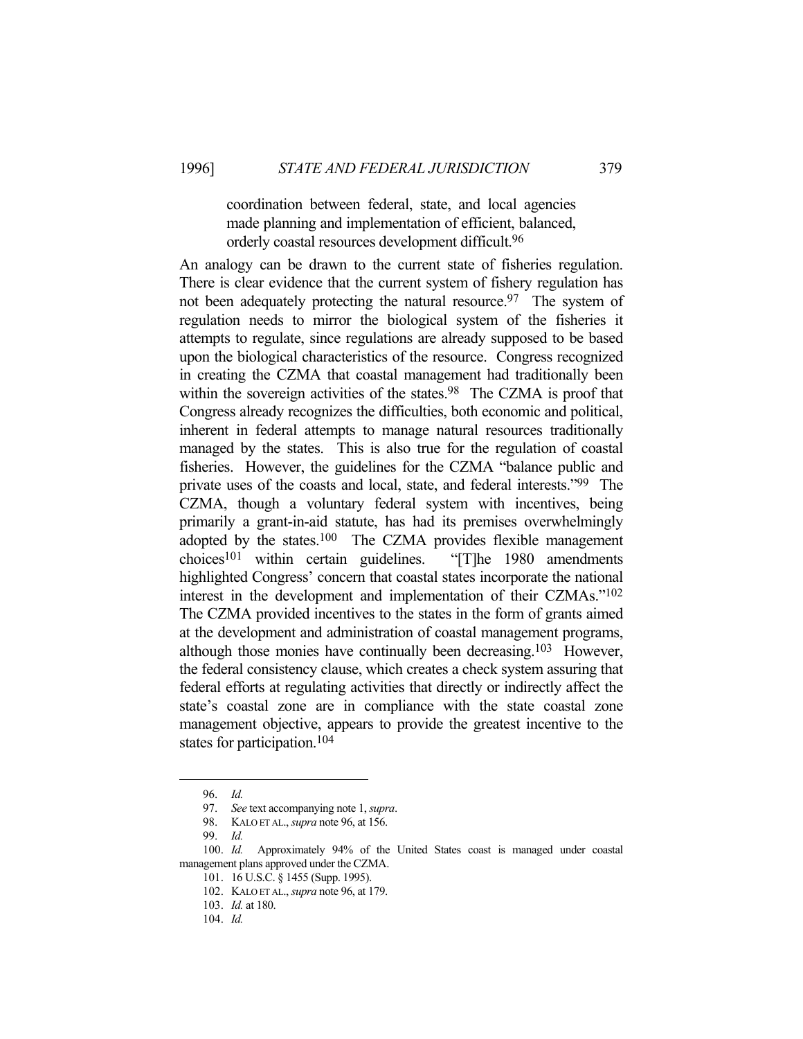> coordination between federal, state, and local agencies made planning and implementation of efficient, balanced, orderly coastal resources development difficult.[96]

An analogy can be drawn to the current state of fisheries regulation. There is clear evidence that the current system of fishery regulation has not been adequately protecting the natural resource.[97] The system of regulation needs to mirror the biological system of the fisheries it attempts to regulate, since regulations are already supposed to be based upon the biological characteristics of the resource. Congress recognized in creating the CZMA that coastal management had traditionally been within the sovereign activities of the states.[98] The CZMA is proof that Congress already recognizes the difficulties, both economic and political, inherent in federal attempts to manage natural resources traditionally managed by the states. This is also true for the regulation of coastal fisheries. However, the guidelines for the CZMA "balance public and private uses of the coasts and local, state, and federal interests."[99] The CZMA, though a voluntary federal system with incentives, being primarily a grant-in-aid statute, has had its premises overwhelmingly adopted by the states.[100] The CZMA provides flexible management choices[101] within certain guidelines. "[T]he 1980 amendments highlighted Congress' concern that coastal states incorporate the national interest in the development and implementation of their CZMAs."[102] The CZMA provided incentives to the states in the form of grants aimed at the development and administration of coastal management programs, although those monies have continually been decreasing.[103] However, the federal consistency clause, which creates a check system assuring that federal efforts at regulating activities that directly or indirectly affect the state's coastal zone are in compliance with the state coastal zone management objective, appears to provide the greatest incentive to the states for participation.[104]

---

96. *Id.*

97. *See* text accompanying note 1, *supra*.

98. KALO ET AL., *supra* note 96, at 156.

99. *Id.*

100. *Id.* Approximately 94% of the United States coast is managed under coastal management plans approved under the CZMA.

101. 16 U.S.C. § 1455 (Supp. 1995).

102. KALO ET AL., *supra* note 96, at 179.

103. *Id.* at 180.

104. *Id.*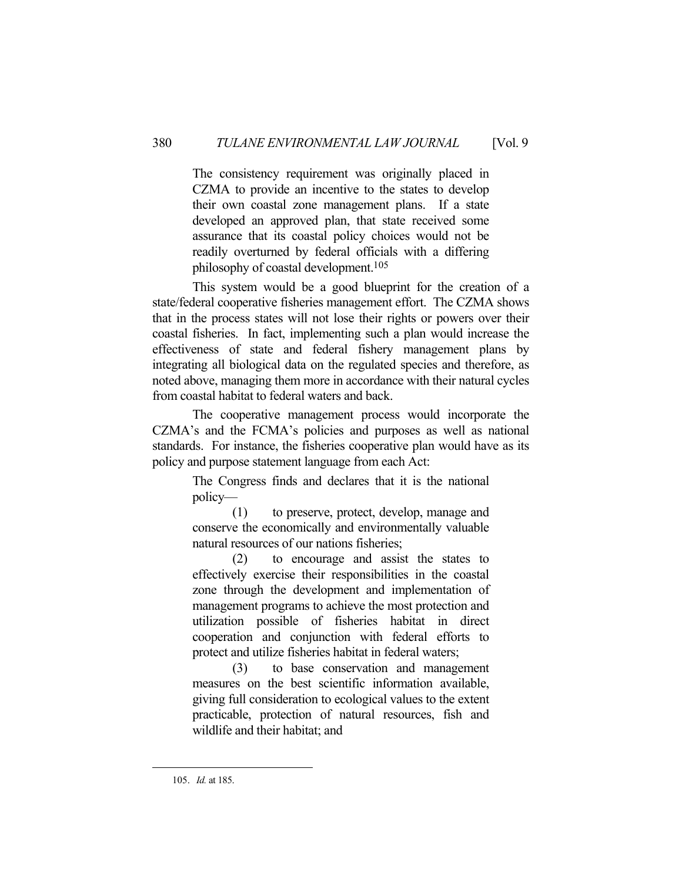> The consistency requirement was originally placed in CZMA to provide an incentive to the states to develop their own coastal zone management plans. If a state developed an approved plan, that state received some assurance that its coastal policy choices would not be readily overturned by federal officials with a differing philosophy of coastal development.[105]

This system would be a good blueprint for the creation of a state/federal cooperative fisheries management effort. The CZMA shows that in the process states will not lose their rights or powers over their coastal fisheries. In fact, implementing such a plan would increase the effectiveness of state and federal fishery management plans by integrating all biological data on the regulated species and therefore, as noted above, managing them more in accordance with their natural cycles from coastal habitat to federal waters and back.

The cooperative management process would incorporate the CZMA's and the FCMA's policies and purposes as well as national standards. For instance, the fisheries cooperative plan would have as its policy and purpose statement language from each Act:

> The Congress finds and declares that it is the national policy—
>
> (1) to preserve, protect, develop, manage and conserve the economically and environmentally valuable natural resources of our nations fisheries;
>
> (2) to encourage and assist the states to effectively exercise their responsibilities in the coastal zone through the development and implementation of management programs to achieve the most protection and utilization possible of fisheries habitat in direct cooperation and conjunction with federal efforts to protect and utilize fisheries habitat in federal waters;
>
> (3) to base conservation and management measures on the best scientific information available, giving full consideration to ecological values to the extent practicable, protection of natural resources, fish and wildlife and their habitat; and

105. *Id.* at 185.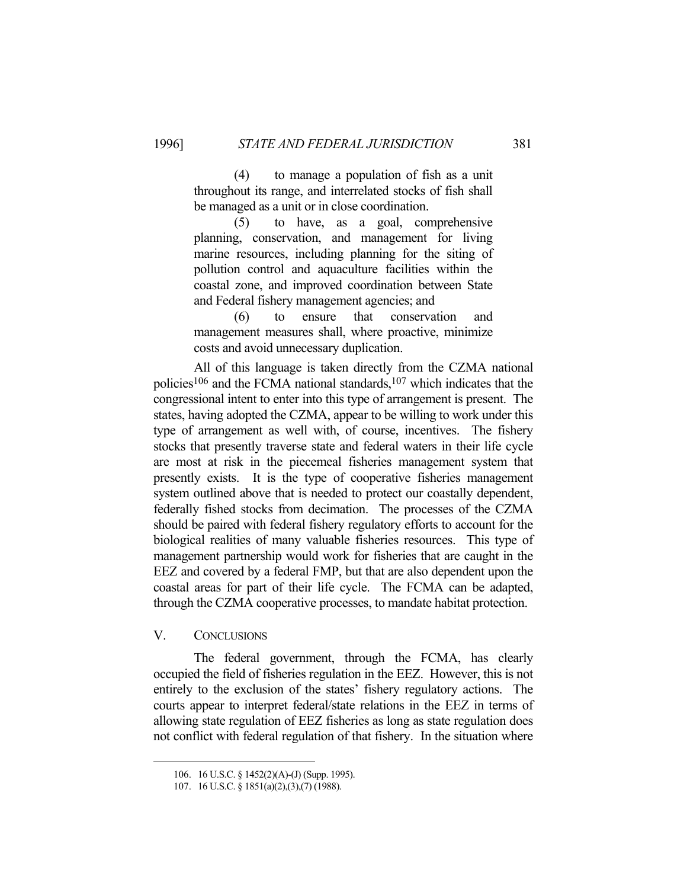(4) to manage a population of fish as a unit throughout its range, and interrelated stocks of fish shall be managed as a unit or in close coordination.

(5) to have, as a goal, comprehensive planning, conservation, and management for living marine resources, including planning for the siting of pollution control and aquaculture facilities within the coastal zone, and improved coordination between State and Federal fishery management agencies; and

(6) to ensure that conservation and management measures shall, where proactive, minimize costs and avoid unnecessary duplication.

All of this language is taken directly from the CZMA national policies[106] and the FCMA national standards,[107] which indicates that the congressional intent to enter into this type of arrangement is present. The states, having adopted the CZMA, appear to be willing to work under this type of arrangement as well with, of course, incentives. The fishery stocks that presently traverse state and federal waters in their life cycle are most at risk in the piecemeal fisheries management system that presently exists. It is the type of cooperative fisheries management system outlined above that is needed to protect our coastally dependent, federally fished stocks from decimation. The processes of the CZMA should be paired with federal fishery regulatory efforts to account for the biological realities of many valuable fisheries resources. This type of management partnership would work for fisheries that are caught in the EEZ and covered by a federal FMP, but that are also dependent upon the coastal areas for part of their life cycle. The FCMA can be adapted, through the CZMA cooperative processes, to mandate habitat protection.

## V. Conclusions

The federal government, through the FCMA, has clearly occupied the field of fisheries regulation in the EEZ. However, this is not entirely to the exclusion of the states' fishery regulatory actions. The courts appear to interpret federal/state relations in the EEZ in terms of allowing state regulation of EEZ fisheries as long as state regulation does not conflict with federal regulation of that fishery. In the situation where

---

106. 16 U.S.C. § 1452(2)(A)-(J) (Supp. 1995).

107. 16 U.S.C. § 1851(a)(2),(3),(7) (1988).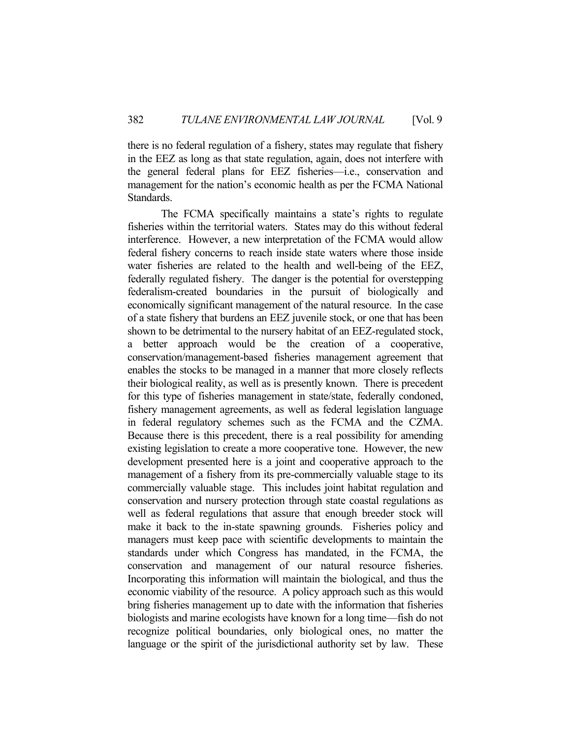there is no federal regulation of a fishery, states may regulate that fishery in the EEZ as long as that state regulation, again, does not interfere with the general federal plans for EEZ fisheries—i.e., conservation and management for the nation's economic health as per the FCMA National Standards.

The FCMA specifically maintains a state's rights to regulate fisheries within the territorial waters. States may do this without federal interference. However, a new interpretation of the FCMA would allow federal fishery concerns to reach inside state waters where those inside water fisheries are related to the health and well-being of the EEZ, federally regulated fishery. The danger is the potential for overstepping federalism-created boundaries in the pursuit of biologically and economically significant management of the natural resource. In the case of a state fishery that burdens an EEZ juvenile stock, or one that has been shown to be detrimental to the nursery habitat of an EEZ-regulated stock, a better approach would be the creation of a cooperative, conservation/management-based fisheries management agreement that enables the stocks to be managed in a manner that more closely reflects their biological reality, as well as is presently known. There is precedent for this type of fisheries management in state/state, federally condoned, fishery management agreements, as well as federal legislation language in federal regulatory schemes such as the FCMA and the CZMA. Because there is this precedent, there is a real possibility for amending existing legislation to create a more cooperative tone. However, the new development presented here is a joint and cooperative approach to the management of a fishery from its pre-commercially valuable stage to its commercially valuable stage. This includes joint habitat regulation and conservation and nursery protection through state coastal regulations as well as federal regulations that assure that enough breeder stock will make it back to the in-state spawning grounds. Fisheries policy and managers must keep pace with scientific developments to maintain the standards under which Congress has mandated, in the FCMA, the conservation and management of our natural resource fisheries. Incorporating this information will maintain the biological, and thus the economic viability of the resource. A policy approach such as this would bring fisheries management up to date with the information that fisheries biologists and marine ecologists have known for a long time—fish do not recognize political boundaries, only biological ones, no matter the language or the spirit of the jurisdictional authority set by law. These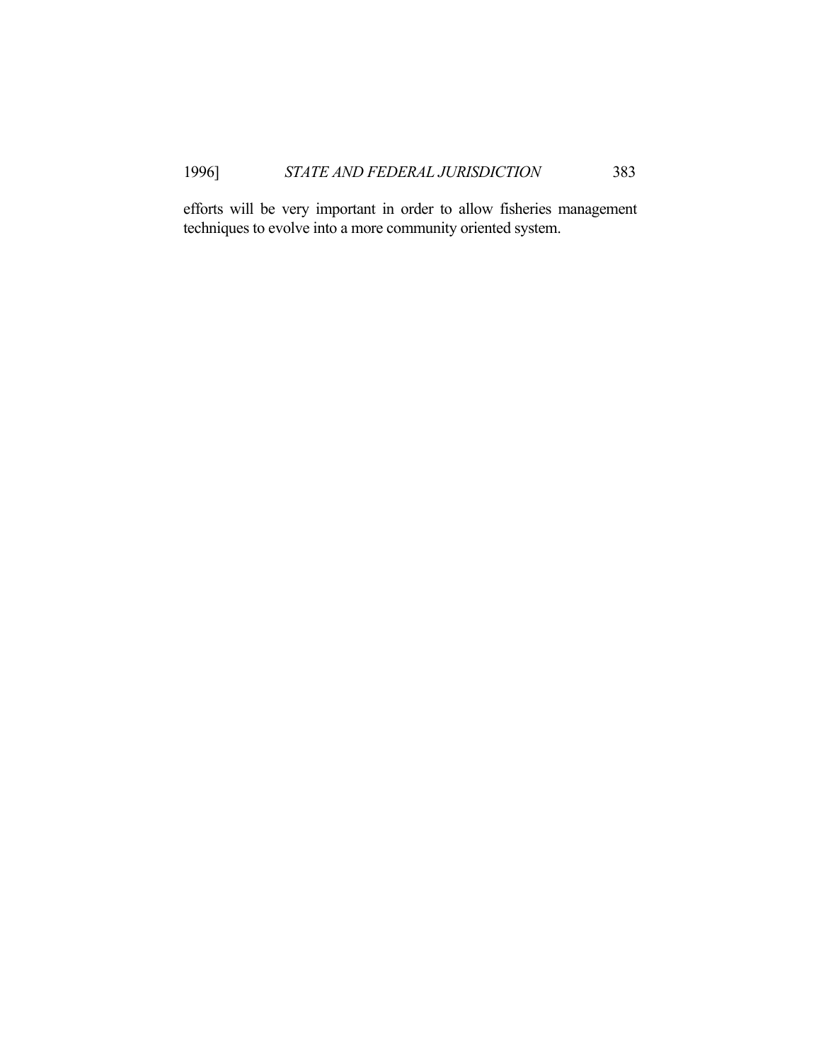efforts will be very important in order to allow fisheries management techniques to evolve into a more community oriented system.